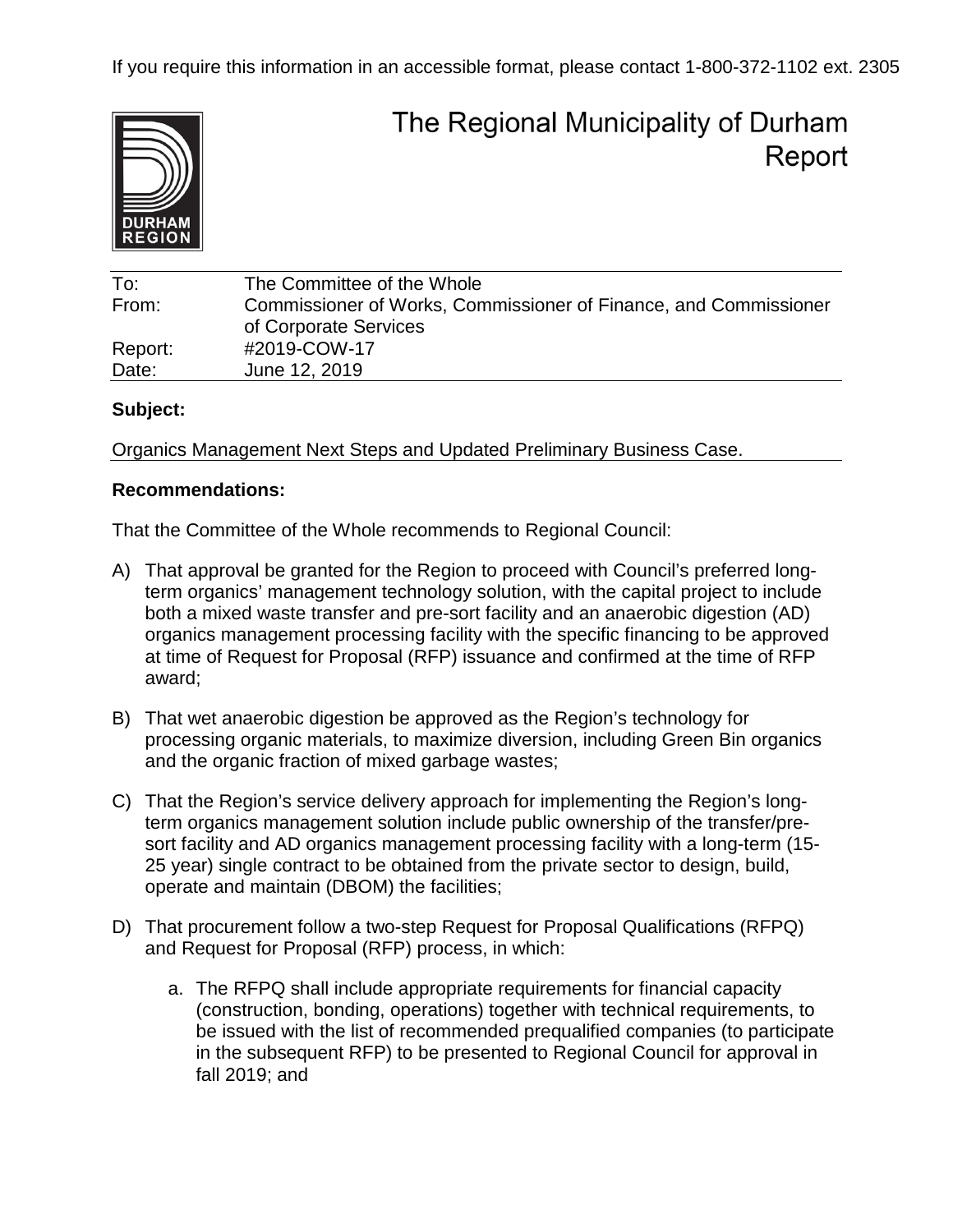If you require this information in an accessible format, please contact 1-800-372-1102 ext. 2305

# The Regional Municipality of Durham Report

| | |
|---|---|
| To: | The Committee of the Whole |
| From: | Commissioner of Works, Commissioner of Finance, and Commissioner of Corporate Services |
| Report: | #2019-COW-17 |
| Date: | June 12, 2019 |

**Subject:**

Organics Management Next Steps and Updated Preliminary Business Case.

**Recommendations:**

That the Committee of the Whole recommends to Regional Council:

A) That approval be granted for the Region to proceed with Council's preferred long-term organics' management technology solution, with the capital project to include both a mixed waste transfer and pre-sort facility and an anaerobic digestion (AD) organics management processing facility with the specific financing to be approved at time of Request for Proposal (RFP) issuance and confirmed at the time of RFP award;

B) That wet anaerobic digestion be approved as the Region's technology for processing organic materials, to maximize diversion, including Green Bin organics and the organic fraction of mixed garbage wastes;

C) That the Region's service delivery approach for implementing the Region's long-term organics management solution include public ownership of the transfer/pre-sort facility and AD organics management processing facility with a long-term (15-25 year) single contract to be obtained from the private sector to design, build, operate and maintain (DBOM) the facilities;

D) That procurement follow a two-step Request for Proposal Qualifications (RFPQ) and Request for Proposal (RFP) process, in which:

   a. The RFPQ shall include appropriate requirements for financial capacity (construction, bonding, operations) together with technical requirements, to be issued with the list of recommended prequalified companies (to participate in the subsequent RFP) to be presented to Regional Council for approval in fall 2019; and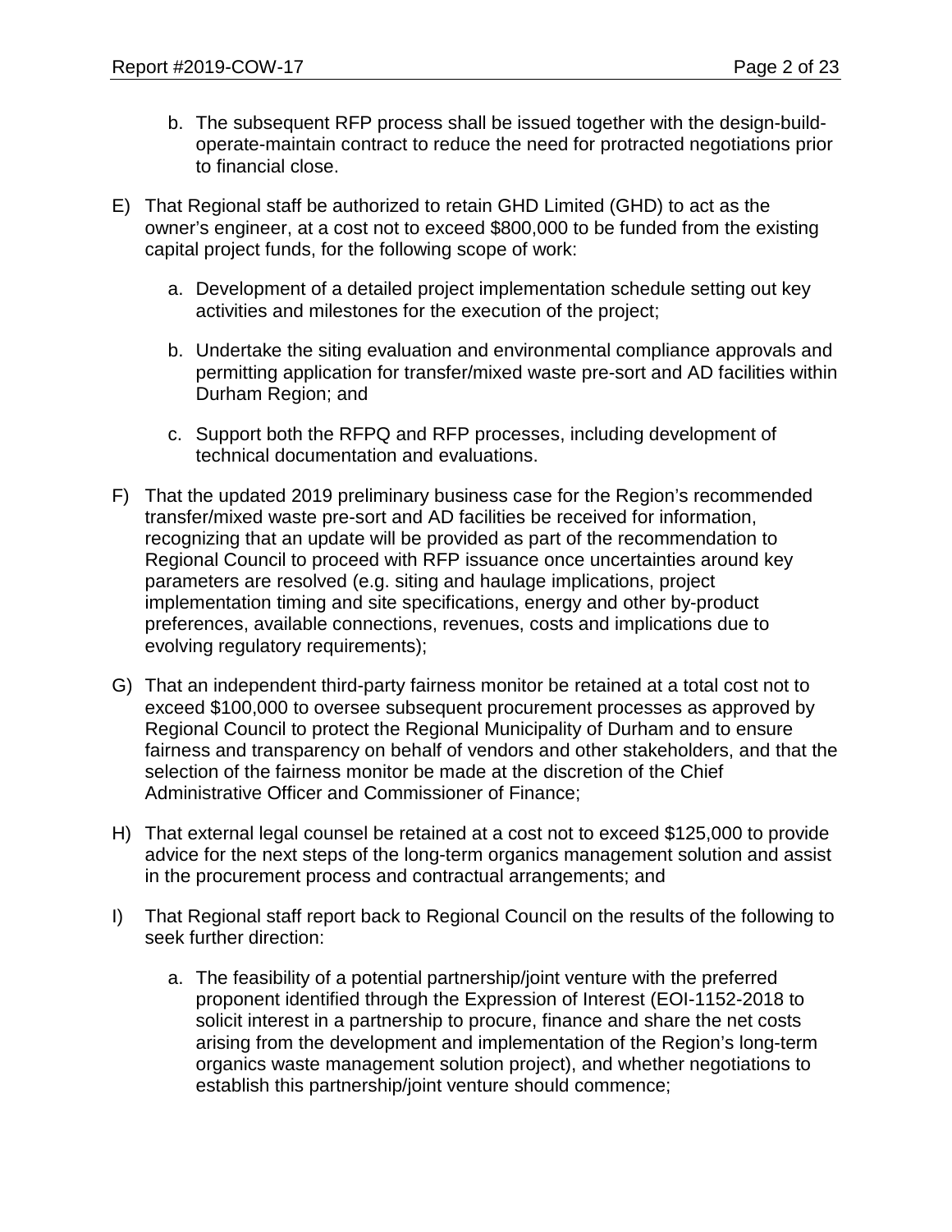b. The subsequent RFP process shall be issued together with the design-build-operate-maintain contract to reduce the need for protracted negotiations prior to financial close.

E) That Regional staff be authorized to retain GHD Limited (GHD) to act as the owner's engineer, at a cost not to exceed $800,000 to be funded from the existing capital project funds, for the following scope of work:

   a. Development of a detailed project implementation schedule setting out key activities and milestones for the execution of the project;

   b. Undertake the siting evaluation and environmental compliance approvals and permitting application for transfer/mixed waste pre-sort and AD facilities within Durham Region; and

   c. Support both the RFPQ and RFP processes, including development of technical documentation and evaluations.

F) That the updated 2019 preliminary business case for the Region's recommended transfer/mixed waste pre-sort and AD facilities be received for information, recognizing that an update will be provided as part of the recommendation to Regional Council to proceed with RFP issuance once uncertainties around key parameters are resolved (e.g. siting and haulage implications, project implementation timing and site specifications, energy and other by-product preferences, available connections, revenues, costs and implications due to evolving regulatory requirements);

G) That an independent third-party fairness monitor be retained at a total cost not to exceed $100,000 to oversee subsequent procurement processes as approved by Regional Council to protect the Regional Municipality of Durham and to ensure fairness and transparency on behalf of vendors and other stakeholders, and that the selection of the fairness monitor be made at the discretion of the Chief Administrative Officer and Commissioner of Finance;

H) That external legal counsel be retained at a cost not to exceed $125,000 to provide advice for the next steps of the long-term organics management solution and assist in the procurement process and contractual arrangements; and

I) That Regional staff report back to Regional Council on the results of the following to seek further direction:

   a. The feasibility of a potential partnership/joint venture with the preferred proponent identified through the Expression of Interest (EOI-1152-2018 to solicit interest in a partnership to procure, finance and share the net costs arising from the development and implementation of the Region's long-term organics waste management solution project), and whether negotiations to establish this partnership/joint venture should commence;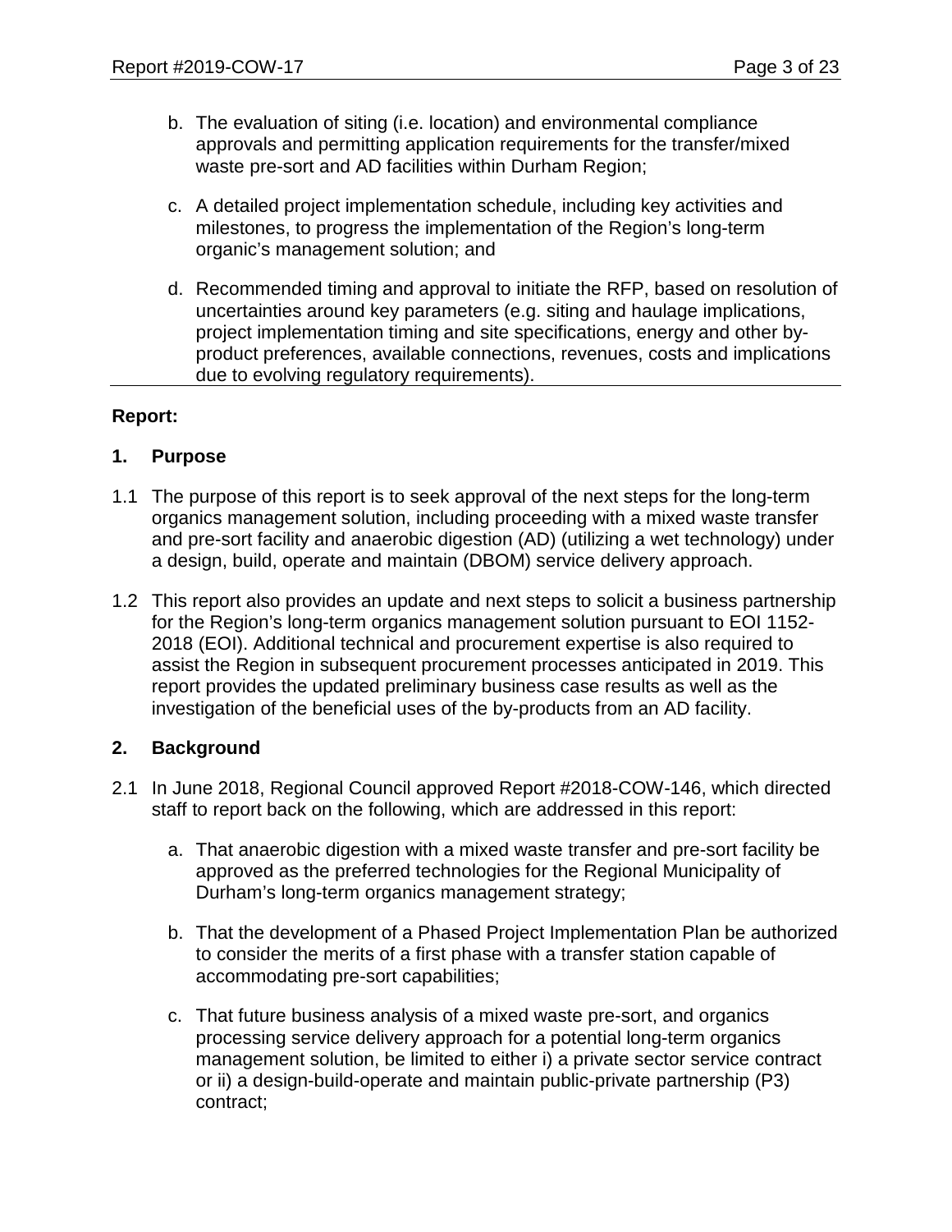b. The evaluation of siting (i.e. location) and environmental compliance approvals and permitting application requirements for the transfer/mixed waste pre-sort and AD facilities within Durham Region;

c. A detailed project implementation schedule, including key activities and milestones, to progress the implementation of the Region's long-term organic's management solution; and

d. Recommended timing and approval to initiate the RFP, based on resolution of uncertainties around key parameters (e.g. siting and haulage implications, project implementation timing and site specifications, energy and other by-product preferences, available connections, revenues, costs and implications due to evolving regulatory requirements).

**Report:**

## 1. Purpose

1.1 The purpose of this report is to seek approval of the next steps for the long-term organics management solution, including proceeding with a mixed waste transfer and pre-sort facility and anaerobic digestion (AD) (utilizing a wet technology) under a design, build, operate and maintain (DBOM) service delivery approach.

1.2 This report also provides an update and next steps to solicit a business partnership for the Region's long-term organics management solution pursuant to EOI 1152-2018 (EOI). Additional technical and procurement expertise is also required to assist the Region in subsequent procurement processes anticipated in 2019. This report provides the updated preliminary business case results as well as the investigation of the beneficial uses of the by-products from an AD facility.

## 2. Background

2.1 In June 2018, Regional Council approved Report #2018-COW-146, which directed staff to report back on the following, which are addressed in this report:

a. That anaerobic digestion with a mixed waste transfer and pre-sort facility be approved as the preferred technologies for the Regional Municipality of Durham's long-term organics management strategy;

b. That the development of a Phased Project Implementation Plan be authorized to consider the merits of a first phase with a transfer station capable of accommodating pre-sort capabilities;

c. That future business analysis of a mixed waste pre-sort, and organics processing service delivery approach for a potential long-term organics management solution, be limited to either i) a private sector service contract or ii) a design-build-operate and maintain public-private partnership (P3) contract;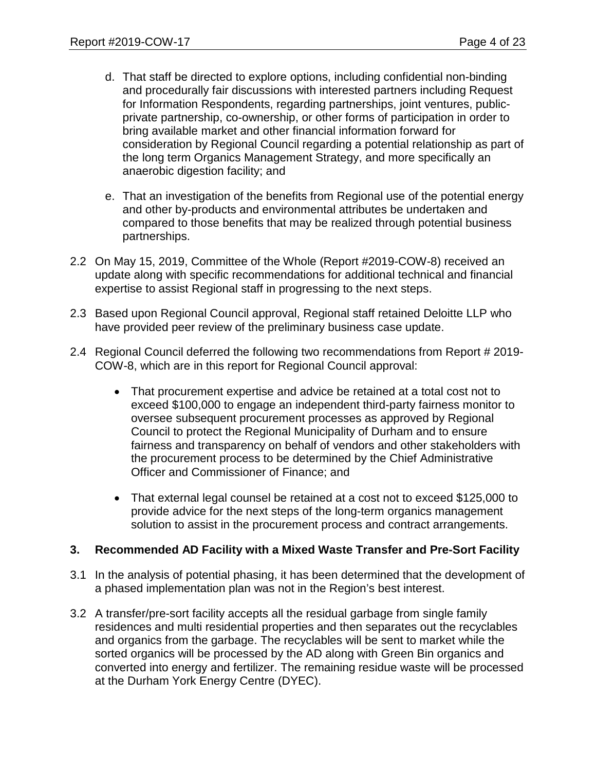d. That staff be directed to explore options, including confidential non-binding and procedurally fair discussions with interested partners including Request for Information Respondents, regarding partnerships, joint ventures, public-private partnership, co-ownership, or other forms of participation in order to bring available market and other financial information forward for consideration by Regional Council regarding a potential relationship as part of the long term Organics Management Strategy, and more specifically an anaerobic digestion facility; and

e. That an investigation of the benefits from Regional use of the potential energy and other by-products and environmental attributes be undertaken and compared to those benefits that may be realized through potential business partnerships.

2.2 On May 15, 2019, Committee of the Whole (Report #2019-COW-8) received an update along with specific recommendations for additional technical and financial expertise to assist Regional staff in progressing to the next steps.

2.3 Based upon Regional Council approval, Regional staff retained Deloitte LLP who have provided peer review of the preliminary business case update.

2.4 Regional Council deferred the following two recommendations from Report # 2019-COW-8, which are in this report for Regional Council approval:

- That procurement expertise and advice be retained at a total cost not to exceed $100,000 to engage an independent third-party fairness monitor to oversee subsequent procurement processes as approved by Regional Council to protect the Regional Municipality of Durham and to ensure fairness and transparency on behalf of vendors and other stakeholders with the procurement process to be determined by the Chief Administrative Officer and Commissioner of Finance; and

- That external legal counsel be retained at a cost not to exceed $125,000 to provide advice for the next steps of the long-term organics management solution to assist in the procurement process and contract arrangements.

## 3. Recommended AD Facility with a Mixed Waste Transfer and Pre-Sort Facility

3.1 In the analysis of potential phasing, it has been determined that the development of a phased implementation plan was not in the Region's best interest.

3.2 A transfer/pre-sort facility accepts all the residual garbage from single family residences and multi residential properties and then separates out the recyclables and organics from the garbage. The recyclables will be sent to market while the sorted organics will be processed by the AD along with Green Bin organics and converted into energy and fertilizer. The remaining residue waste will be processed at the Durham York Energy Centre (DYEC).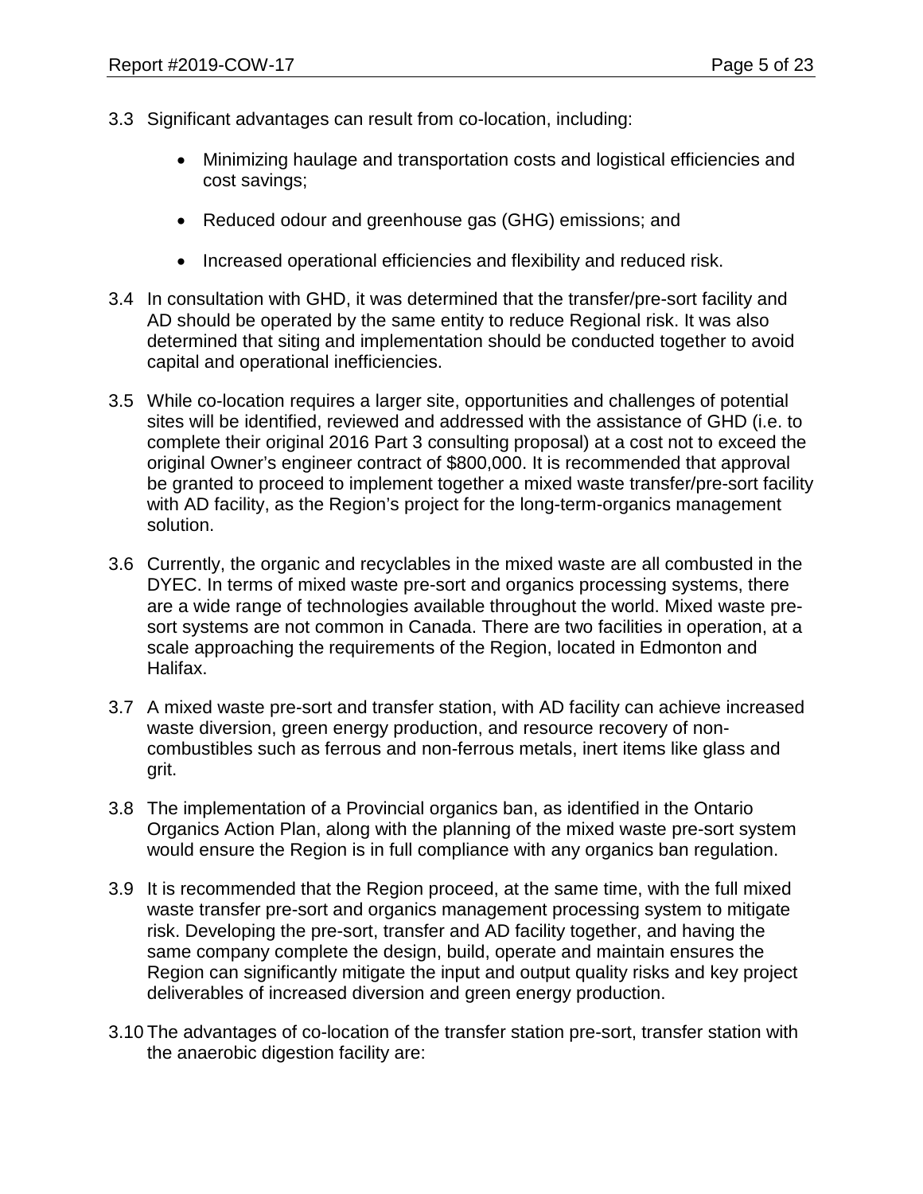3.3 Significant advantages can result from co-location, including:

- Minimizing haulage and transportation costs and logistical efficiencies and cost savings;
- Reduced odour and greenhouse gas (GHG) emissions; and
- Increased operational efficiencies and flexibility and reduced risk.

3.4 In consultation with GHD, it was determined that the transfer/pre-sort facility and AD should be operated by the same entity to reduce Regional risk. It was also determined that siting and implementation should be conducted together to avoid capital and operational inefficiencies.

3.5 While co-location requires a larger site, opportunities and challenges of potential sites will be identified, reviewed and addressed with the assistance of GHD (i.e. to complete their original 2016 Part 3 consulting proposal) at a cost not to exceed the original Owner's engineer contract of $800,000. It is recommended that approval be granted to proceed to implement together a mixed waste transfer/pre-sort facility with AD facility, as the Region's project for the long-term-organics management solution.

3.6 Currently, the organic and recyclables in the mixed waste are all combusted in the DYEC. In terms of mixed waste pre-sort and organics processing systems, there are a wide range of technologies available throughout the world. Mixed waste pre-sort systems are not common in Canada. There are two facilities in operation, at a scale approaching the requirements of the Region, located in Edmonton and Halifax.

3.7 A mixed waste pre-sort and transfer station, with AD facility can achieve increased waste diversion, green energy production, and resource recovery of non-combustibles such as ferrous and non-ferrous metals, inert items like glass and grit.

3.8 The implementation of a Provincial organics ban, as identified in the Ontario Organics Action Plan, along with the planning of the mixed waste pre-sort system would ensure the Region is in full compliance with any organics ban regulation.

3.9 It is recommended that the Region proceed, at the same time, with the full mixed waste transfer pre-sort and organics management processing system to mitigate risk. Developing the pre-sort, transfer and AD facility together, and having the same company complete the design, build, operate and maintain ensures the Region can significantly mitigate the input and output quality risks and key project deliverables of increased diversion and green energy production.

3.10 The advantages of co-location of the transfer station pre-sort, transfer station with the anaerobic digestion facility are: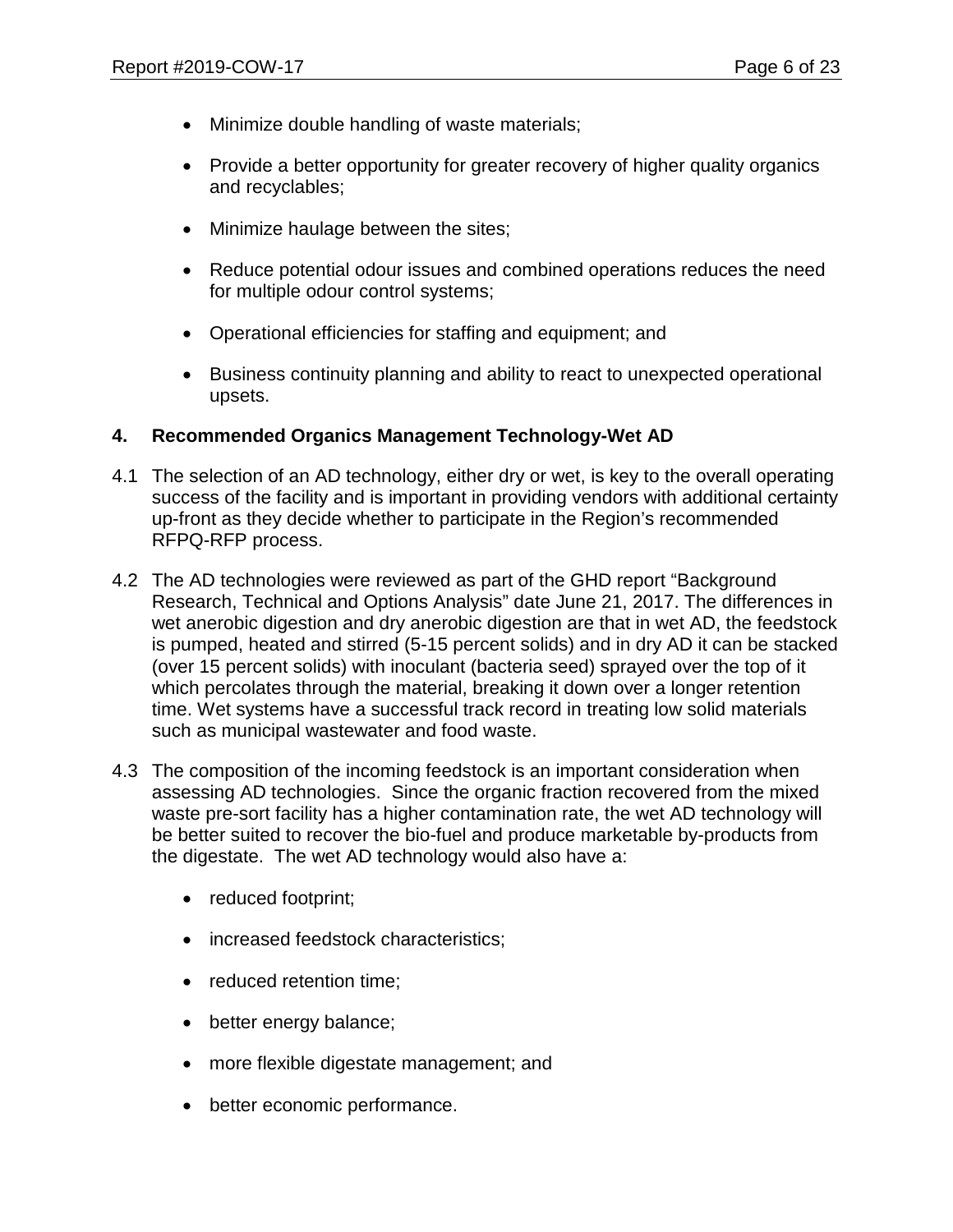- Minimize double handling of waste materials;
- Provide a better opportunity for greater recovery of higher quality organics and recyclables;
- Minimize haulage between the sites;
- Reduce potential odour issues and combined operations reduces the need for multiple odour control systems;
- Operational efficiencies for staffing and equipment; and
- Business continuity planning and ability to react to unexpected operational upsets.

## 4. Recommended Organics Management Technology-Wet AD

4.1 The selection of an AD technology, either dry or wet, is key to the overall operating success of the facility and is important in providing vendors with additional certainty up-front as they decide whether to participate in the Region's recommended RFPQ-RFP process.

4.2 The AD technologies were reviewed as part of the GHD report "Background Research, Technical and Options Analysis" date June 21, 2017. The differences in wet anerobic digestion and dry anerobic digestion are that in wet AD, the feedstock is pumped, heated and stirred (5-15 percent solids) and in dry AD it can be stacked (over 15 percent solids) with inoculant (bacteria seed) sprayed over the top of it which percolates through the material, breaking it down over a longer retention time. Wet systems have a successful track record in treating low solid materials such as municipal wastewater and food waste.

4.3 The composition of the incoming feedstock is an important consideration when assessing AD technologies. Since the organic fraction recovered from the mixed waste pre-sort facility has a higher contamination rate, the wet AD technology will be better suited to recover the bio-fuel and produce marketable by-products from the digestate. The wet AD technology would also have a:

- reduced footprint;
- increased feedstock characteristics;
- reduced retention time;
- better energy balance;
- more flexible digestate management; and
- better economic performance.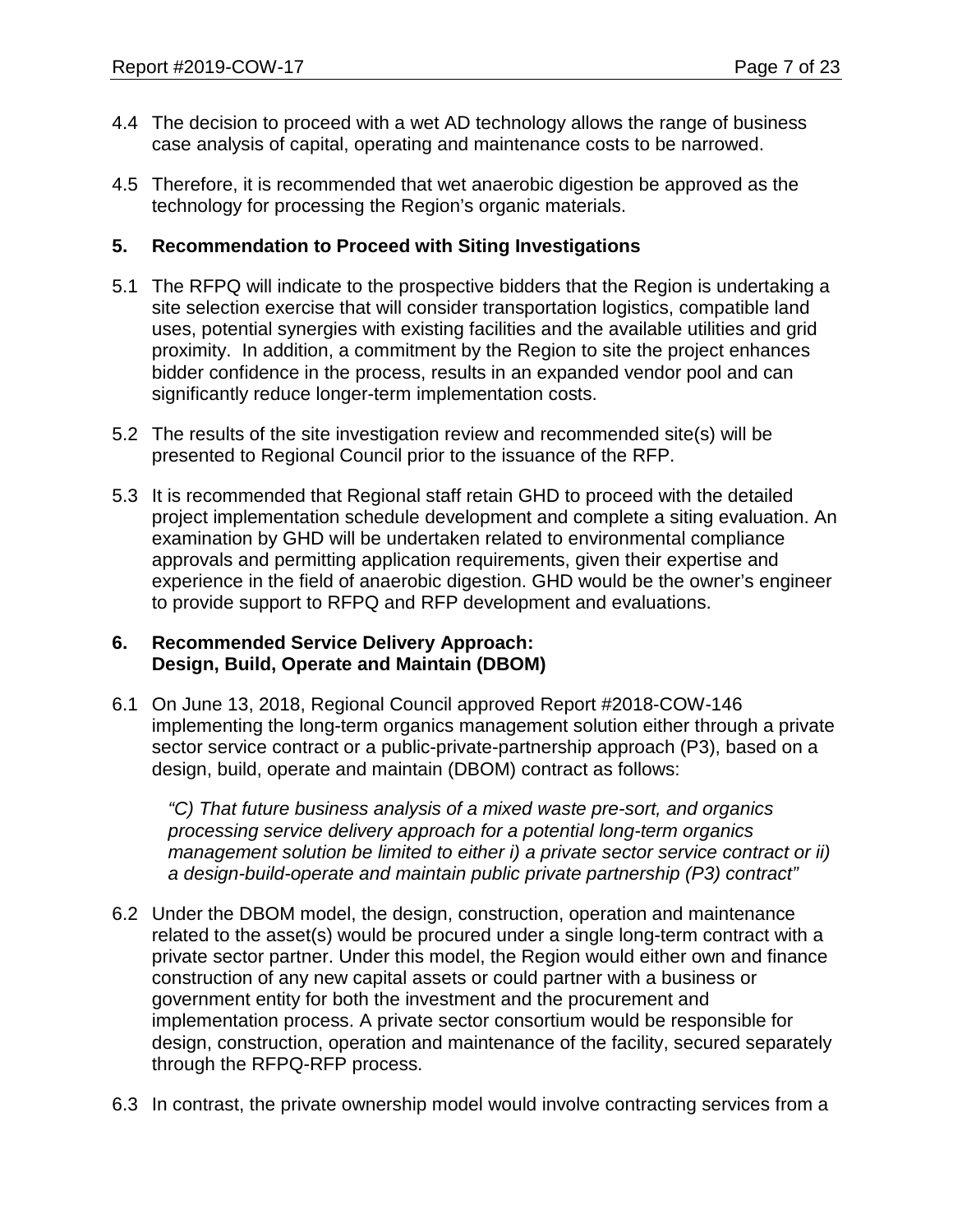4.4 The decision to proceed with a wet AD technology allows the range of business case analysis of capital, operating and maintenance costs to be narrowed.

4.5 Therefore, it is recommended that wet anaerobic digestion be approved as the technology for processing the Region's organic materials.

## 5. Recommendation to Proceed with Siting Investigations

5.1 The RFPQ will indicate to the prospective bidders that the Region is undertaking a site selection exercise that will consider transportation logistics, compatible land uses, potential synergies with existing facilities and the available utilities and grid proximity. In addition, a commitment by the Region to site the project enhances bidder confidence in the process, results in an expanded vendor pool and can significantly reduce longer-term implementation costs.

5.2 The results of the site investigation review and recommended site(s) will be presented to Regional Council prior to the issuance of the RFP.

5.3 It is recommended that Regional staff retain GHD to proceed with the detailed project implementation schedule development and complete a siting evaluation. An examination by GHD will be undertaken related to environmental compliance approvals and permitting application requirements, given their expertise and experience in the field of anaerobic digestion. GHD would be the owner's engineer to provide support to RFPQ and RFP development and evaluations.

## 6. Recommended Service Delivery Approach: Design, Build, Operate and Maintain (DBOM)

6.1 On June 13, 2018, Regional Council approved Report #2018-COW-146 implementing the long-term organics management solution either through a private sector service contract or a public-private-partnership approach (P3), based on a design, build, operate and maintain (DBOM) contract as follows:

> *"C) That future business analysis of a mixed waste pre-sort, and organics processing service delivery approach for a potential long-term organics management solution be limited to either i) a private sector service contract or ii) a design-build-operate and maintain public private partnership (P3) contract"*

6.2 Under the DBOM model, the design, construction, operation and maintenance related to the asset(s) would be procured under a single long-term contract with a private sector partner. Under this model, the Region would either own and finance construction of any new capital assets or could partner with a business or government entity for both the investment and the procurement and implementation process. A private sector consortium would be responsible for design, construction, operation and maintenance of the facility, secured separately through the RFPQ-RFP process.

6.3 In contrast, the private ownership model would involve contracting services from a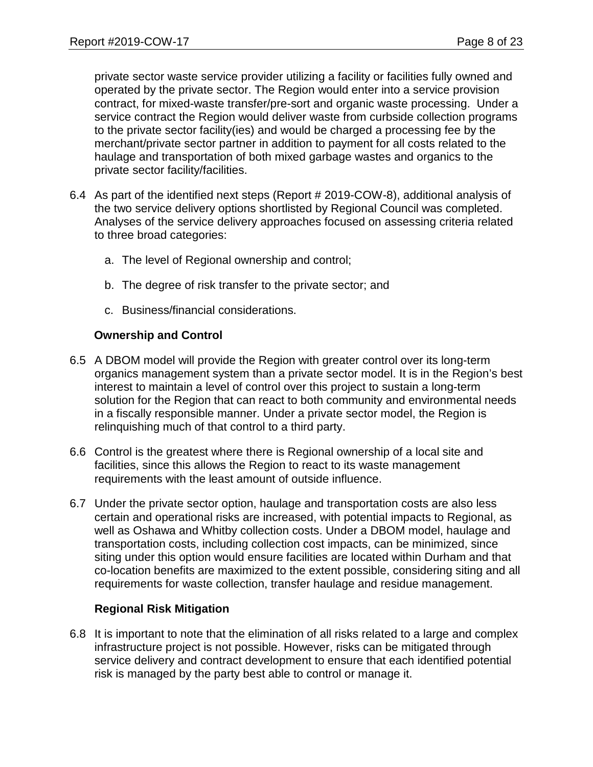private sector waste service provider utilizing a facility or facilities fully owned and operated by the private sector. The Region would enter into a service provision contract, for mixed-waste transfer/pre-sort and organic waste processing. Under a service contract the Region would deliver waste from curbside collection programs to the private sector facility(ies) and would be charged a processing fee by the merchant/private sector partner in addition to payment for all costs related to the haulage and transportation of both mixed garbage wastes and organics to the private sector facility/facilities.

6.4 As part of the identified next steps (Report # 2019-COW-8), additional analysis of the two service delivery options shortlisted by Regional Council was completed. Analyses of the service delivery approaches focused on assessing criteria related to three broad categories:

   a. The level of Regional ownership and control;

   b. The degree of risk transfer to the private sector; and

   c. Business/financial considerations.

**Ownership and Control**

6.5 A DBOM model will provide the Region with greater control over its long-term organics management system than a private sector model. It is in the Region's best interest to maintain a level of control over this project to sustain a long-term solution for the Region that can react to both community and environmental needs in a fiscally responsible manner. Under a private sector model, the Region is relinquishing much of that control to a third party.

6.6 Control is the greatest where there is Regional ownership of a local site and facilities, since this allows the Region to react to its waste management requirements with the least amount of outside influence.

6.7 Under the private sector option, haulage and transportation costs are also less certain and operational risks are increased, with potential impacts to Regional, as well as Oshawa and Whitby collection costs. Under a DBOM model, haulage and transportation costs, including collection cost impacts, can be minimized, since siting under this option would ensure facilities are located within Durham and that co-location benefits are maximized to the extent possible, considering siting and all requirements for waste collection, transfer haulage and residue management.

**Regional Risk Mitigation**

6.8 It is important to note that the elimination of all risks related to a large and complex infrastructure project is not possible. However, risks can be mitigated through service delivery and contract development to ensure that each identified potential risk is managed by the party best able to control or manage it.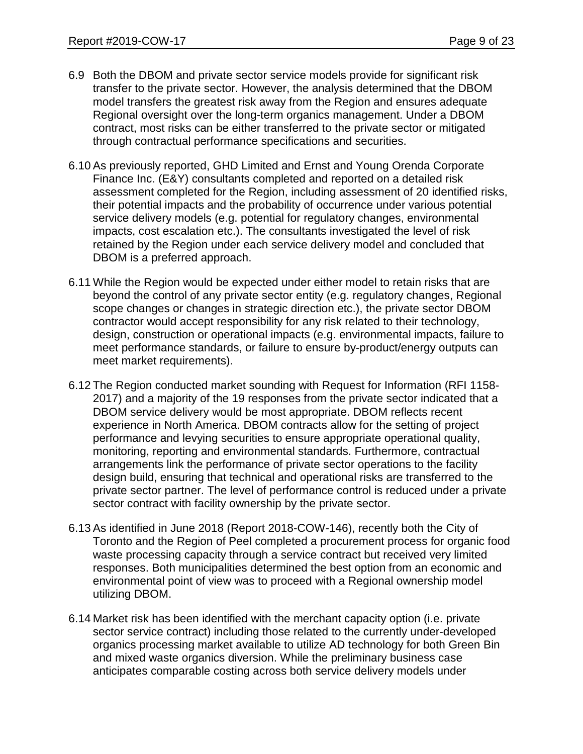6.9 Both the DBOM and private sector service models provide for significant risk transfer to the private sector. However, the analysis determined that the DBOM model transfers the greatest risk away from the Region and ensures adequate Regional oversight over the long-term organics management. Under a DBOM contract, most risks can be either transferred to the private sector or mitigated through contractual performance specifications and securities.

6.10 As previously reported, GHD Limited and Ernst and Young Orenda Corporate Finance Inc. (E&Y) consultants completed and reported on a detailed risk assessment completed for the Region, including assessment of 20 identified risks, their potential impacts and the probability of occurrence under various potential service delivery models (e.g. potential for regulatory changes, environmental impacts, cost escalation etc.). The consultants investigated the level of risk retained by the Region under each service delivery model and concluded that DBOM is a preferred approach.

6.11 While the Region would be expected under either model to retain risks that are beyond the control of any private sector entity (e.g. regulatory changes, Regional scope changes or changes in strategic direction etc.), the private sector DBOM contractor would accept responsibility for any risk related to their technology, design, construction or operational impacts (e.g. environmental impacts, failure to meet performance standards, or failure to ensure by-product/energy outputs can meet market requirements).

6.12 The Region conducted market sounding with Request for Information (RFI 1158-2017) and a majority of the 19 responses from the private sector indicated that a DBOM service delivery would be most appropriate. DBOM reflects recent experience in North America. DBOM contracts allow for the setting of project performance and levying securities to ensure appropriate operational quality, monitoring, reporting and environmental standards. Furthermore, contractual arrangements link the performance of private sector operations to the facility design build, ensuring that technical and operational risks are transferred to the private sector partner. The level of performance control is reduced under a private sector contract with facility ownership by the private sector.

6.13 As identified in June 2018 (Report 2018-COW-146), recently both the City of Toronto and the Region of Peel completed a procurement process for organic food waste processing capacity through a service contract but received very limited responses. Both municipalities determined the best option from an economic and environmental point of view was to proceed with a Regional ownership model utilizing DBOM.

6.14 Market risk has been identified with the merchant capacity option (i.e. private sector service contract) including those related to the currently under-developed organics processing market available to utilize AD technology for both Green Bin and mixed waste organics diversion. While the preliminary business case anticipates comparable costing across both service delivery models under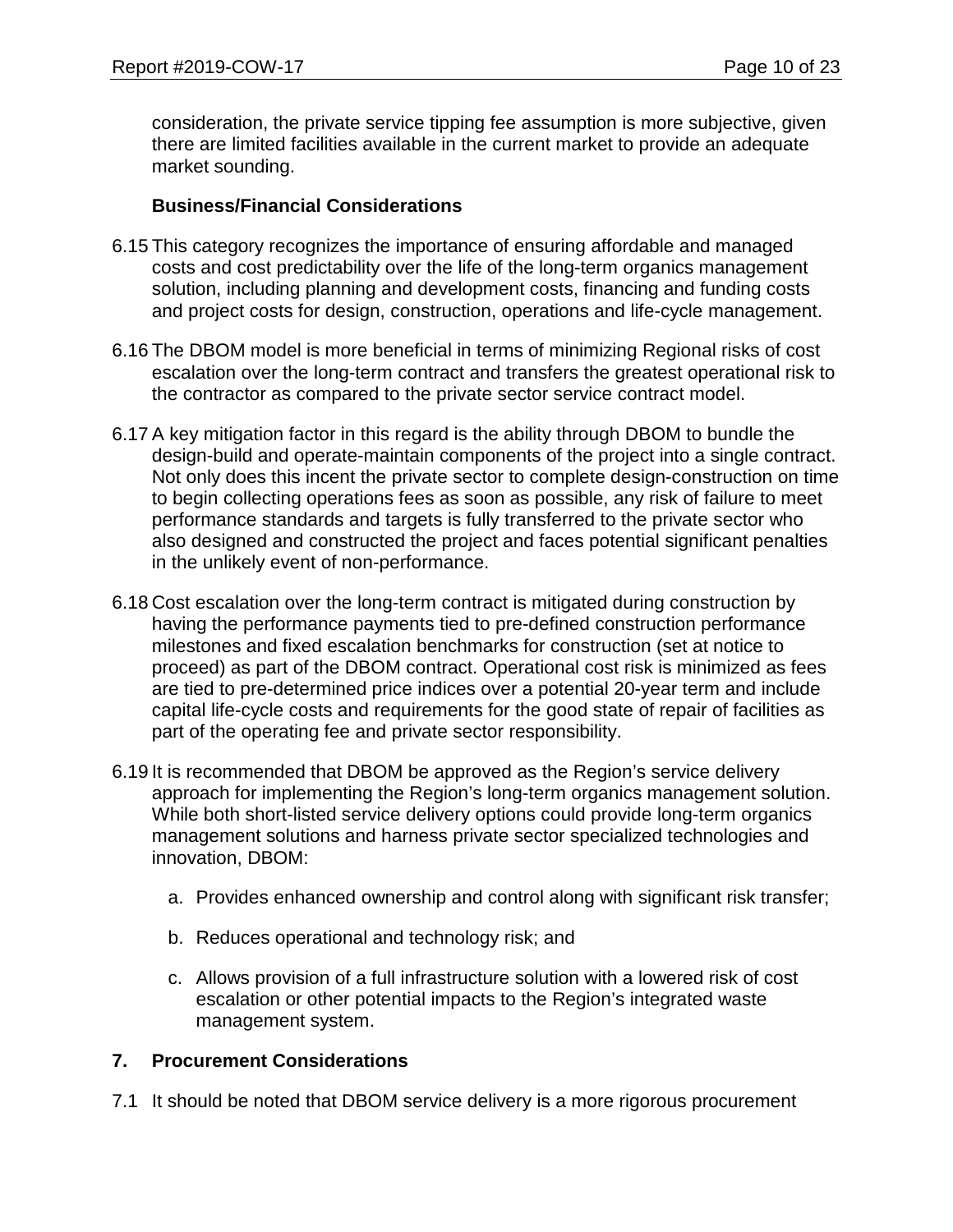consideration, the private service tipping fee assumption is more subjective, given there are limited facilities available in the current market to provide an adequate market sounding.

**Business/Financial Considerations**

6.15 This category recognizes the importance of ensuring affordable and managed costs and cost predictability over the life of the long-term organics management solution, including planning and development costs, financing and funding costs and project costs for design, construction, operations and life-cycle management.

6.16 The DBOM model is more beneficial in terms of minimizing Regional risks of cost escalation over the long-term contract and transfers the greatest operational risk to the contractor as compared to the private sector service contract model.

6.17 A key mitigation factor in this regard is the ability through DBOM to bundle the design-build and operate-maintain components of the project into a single contract. Not only does this incent the private sector to complete design-construction on time to begin collecting operations fees as soon as possible, any risk of failure to meet performance standards and targets is fully transferred to the private sector who also designed and constructed the project and faces potential significant penalties in the unlikely event of non-performance.

6.18 Cost escalation over the long-term contract is mitigated during construction by having the performance payments tied to pre-defined construction performance milestones and fixed escalation benchmarks for construction (set at notice to proceed) as part of the DBOM contract. Operational cost risk is minimized as fees are tied to pre-determined price indices over a potential 20-year term and include capital life-cycle costs and requirements for the good state of repair of facilities as part of the operating fee and private sector responsibility.

6.19 It is recommended that DBOM be approved as the Region's service delivery approach for implementing the Region's long-term organics management solution. While both short-listed service delivery options could provide long-term organics management solutions and harness private sector specialized technologies and innovation, DBOM:

a. Provides enhanced ownership and control along with significant risk transfer;

b. Reduces operational and technology risk; and

c. Allows provision of a full infrastructure solution with a lowered risk of cost escalation or other potential impacts to the Region's integrated waste management system.

## 7. Procurement Considerations

7.1 It should be noted that DBOM service delivery is a more rigorous procurement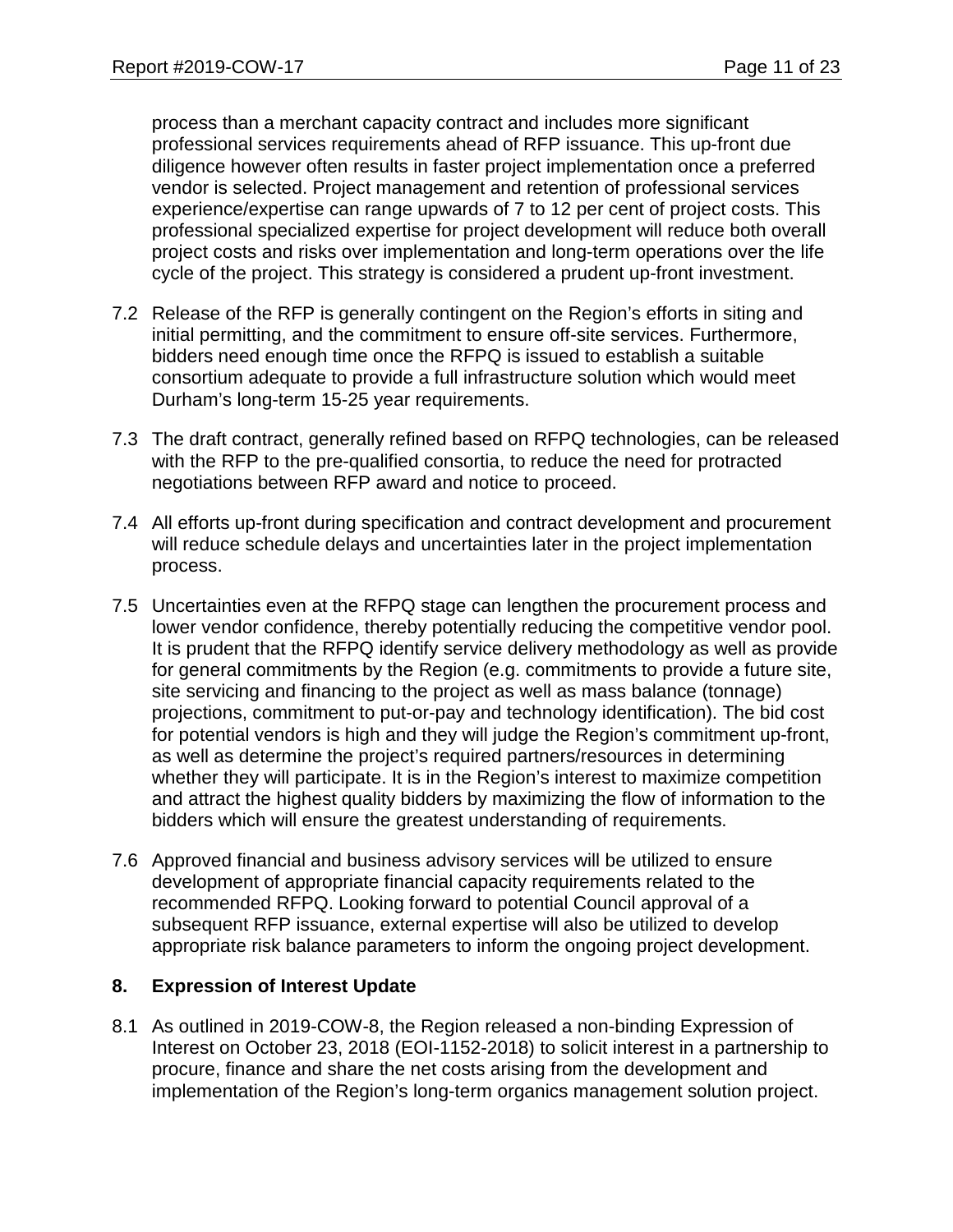process than a merchant capacity contract and includes more significant professional services requirements ahead of RFP issuance. This up-front due diligence however often results in faster project implementation once a preferred vendor is selected. Project management and retention of professional services experience/expertise can range upwards of 7 to 12 per cent of project costs. This professional specialized expertise for project development will reduce both overall project costs and risks over implementation and long-term operations over the life cycle of the project. This strategy is considered a prudent up-front investment.

7.2 Release of the RFP is generally contingent on the Region's efforts in siting and initial permitting, and the commitment to ensure off-site services. Furthermore, bidders need enough time once the RFPQ is issued to establish a suitable consortium adequate to provide a full infrastructure solution which would meet Durham's long-term 15-25 year requirements.

7.3 The draft contract, generally refined based on RFPQ technologies, can be released with the RFP to the pre-qualified consortia, to reduce the need for protracted negotiations between RFP award and notice to proceed.

7.4 All efforts up-front during specification and contract development and procurement will reduce schedule delays and uncertainties later in the project implementation process.

7.5 Uncertainties even at the RFPQ stage can lengthen the procurement process and lower vendor confidence, thereby potentially reducing the competitive vendor pool. It is prudent that the RFPQ identify service delivery methodology as well as provide for general commitments by the Region (e.g. commitments to provide a future site, site servicing and financing to the project as well as mass balance (tonnage) projections, commitment to put-or-pay and technology identification). The bid cost for potential vendors is high and they will judge the Region's commitment up-front, as well as determine the project's required partners/resources in determining whether they will participate. It is in the Region's interest to maximize competition and attract the highest quality bidders by maximizing the flow of information to the bidders which will ensure the greatest understanding of requirements.

7.6 Approved financial and business advisory services will be utilized to ensure development of appropriate financial capacity requirements related to the recommended RFPQ. Looking forward to potential Council approval of a subsequent RFP issuance, external expertise will also be utilized to develop appropriate risk balance parameters to inform the ongoing project development.

## 8. Expression of Interest Update

8.1 As outlined in 2019-COW-8, the Region released a non-binding Expression of Interest on October 23, 2018 (EOI-1152-2018) to solicit interest in a partnership to procure, finance and share the net costs arising from the development and implementation of the Region's long-term organics management solution project.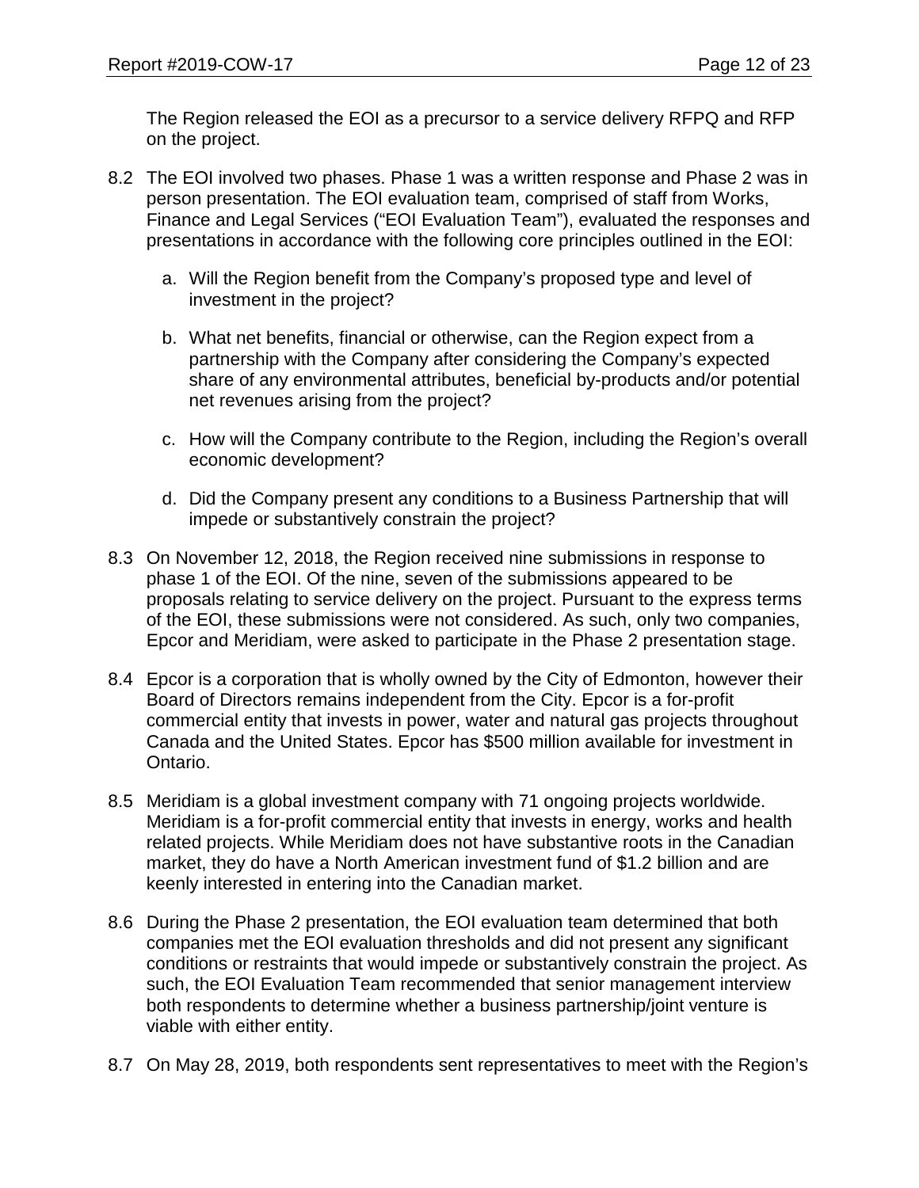The Region released the EOI as a precursor to a service delivery RFPQ and RFP on the project.

8.2 The EOI involved two phases. Phase 1 was a written response and Phase 2 was in person presentation. The EOI evaluation team, comprised of staff from Works, Finance and Legal Services ("EOI Evaluation Team"), evaluated the responses and presentations in accordance with the following core principles outlined in the EOI:

a. Will the Region benefit from the Company's proposed type and level of investment in the project?

b. What net benefits, financial or otherwise, can the Region expect from a partnership with the Company after considering the Company's expected share of any environmental attributes, beneficial by-products and/or potential net revenues arising from the project?

c. How will the Company contribute to the Region, including the Region's overall economic development?

d. Did the Company present any conditions to a Business Partnership that will impede or substantively constrain the project?

8.3 On November 12, 2018, the Region received nine submissions in response to phase 1 of the EOI. Of the nine, seven of the submissions appeared to be proposals relating to service delivery on the project. Pursuant to the express terms of the EOI, these submissions were not considered. As such, only two companies, Epcor and Meridiam, were asked to participate in the Phase 2 presentation stage.

8.4 Epcor is a corporation that is wholly owned by the City of Edmonton, however their Board of Directors remains independent from the City. Epcor is a for-profit commercial entity that invests in power, water and natural gas projects throughout Canada and the United States. Epcor has $500 million available for investment in Ontario.

8.5 Meridiam is a global investment company with 71 ongoing projects worldwide. Meridiam is a for-profit commercial entity that invests in energy, works and health related projects. While Meridiam does not have substantive roots in the Canadian market, they do have a North American investment fund of $1.2 billion and are keenly interested in entering into the Canadian market.

8.6 During the Phase 2 presentation, the EOI evaluation team determined that both companies met the EOI evaluation thresholds and did not present any significant conditions or restraints that would impede or substantively constrain the project. As such, the EOI Evaluation Team recommended that senior management interview both respondents to determine whether a business partnership/joint venture is viable with either entity.

8.7 On May 28, 2019, both respondents sent representatives to meet with the Region's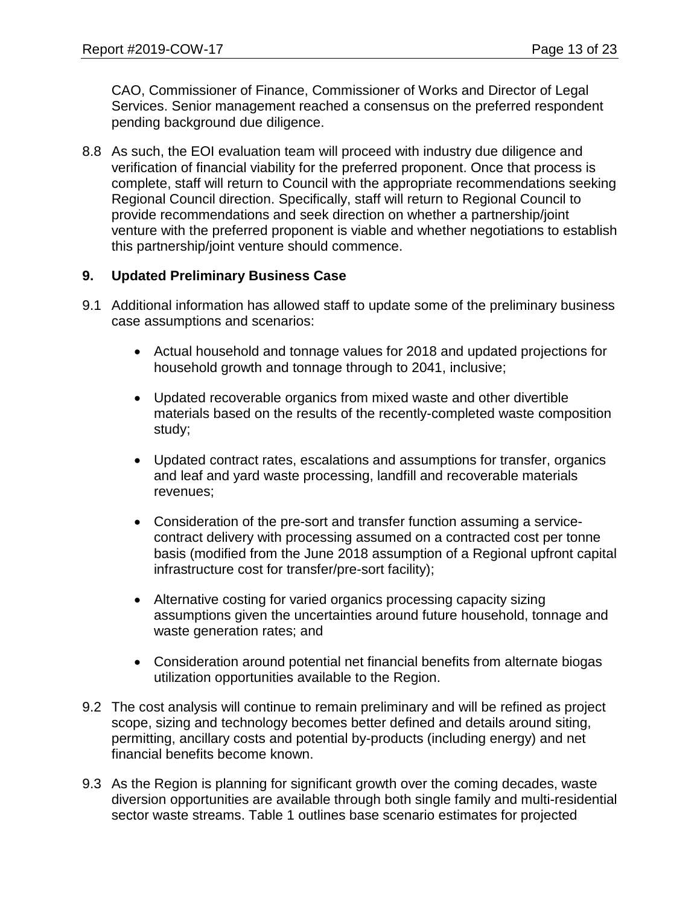CAO, Commissioner of Finance, Commissioner of Works and Director of Legal Services. Senior management reached a consensus on the preferred respondent pending background due diligence.

8.8 As such, the EOI evaluation team will proceed with industry due diligence and verification of financial viability for the preferred proponent. Once that process is complete, staff will return to Council with the appropriate recommendations seeking Regional Council direction. Specifically, staff will return to Regional Council to provide recommendations and seek direction on whether a partnership/joint venture with the preferred proponent is viable and whether negotiations to establish this partnership/joint venture should commence.

## 9. Updated Preliminary Business Case

9.1 Additional information has allowed staff to update some of the preliminary business case assumptions and scenarios:

- Actual household and tonnage values for 2018 and updated projections for household growth and tonnage through to 2041, inclusive;
- Updated recoverable organics from mixed waste and other divertible materials based on the results of the recently-completed waste composition study;
- Updated contract rates, escalations and assumptions for transfer, organics and leaf and yard waste processing, landfill and recoverable materials revenues;
- Consideration of the pre-sort and transfer function assuming a service-contract delivery with processing assumed on a contracted cost per tonne basis (modified from the June 2018 assumption of a Regional upfront capital infrastructure cost for transfer/pre-sort facility);
- Alternative costing for varied organics processing capacity sizing assumptions given the uncertainties around future household, tonnage and waste generation rates; and
- Consideration around potential net financial benefits from alternate biogas utilization opportunities available to the Region.

9.2 The cost analysis will continue to remain preliminary and will be refined as project scope, sizing and technology becomes better defined and details around siting, permitting, ancillary costs and potential by-products (including energy) and net financial benefits become known.

9.3 As the Region is planning for significant growth over the coming decades, waste diversion opportunities are available through both single family and multi-residential sector waste streams. Table 1 outlines base scenario estimates for projected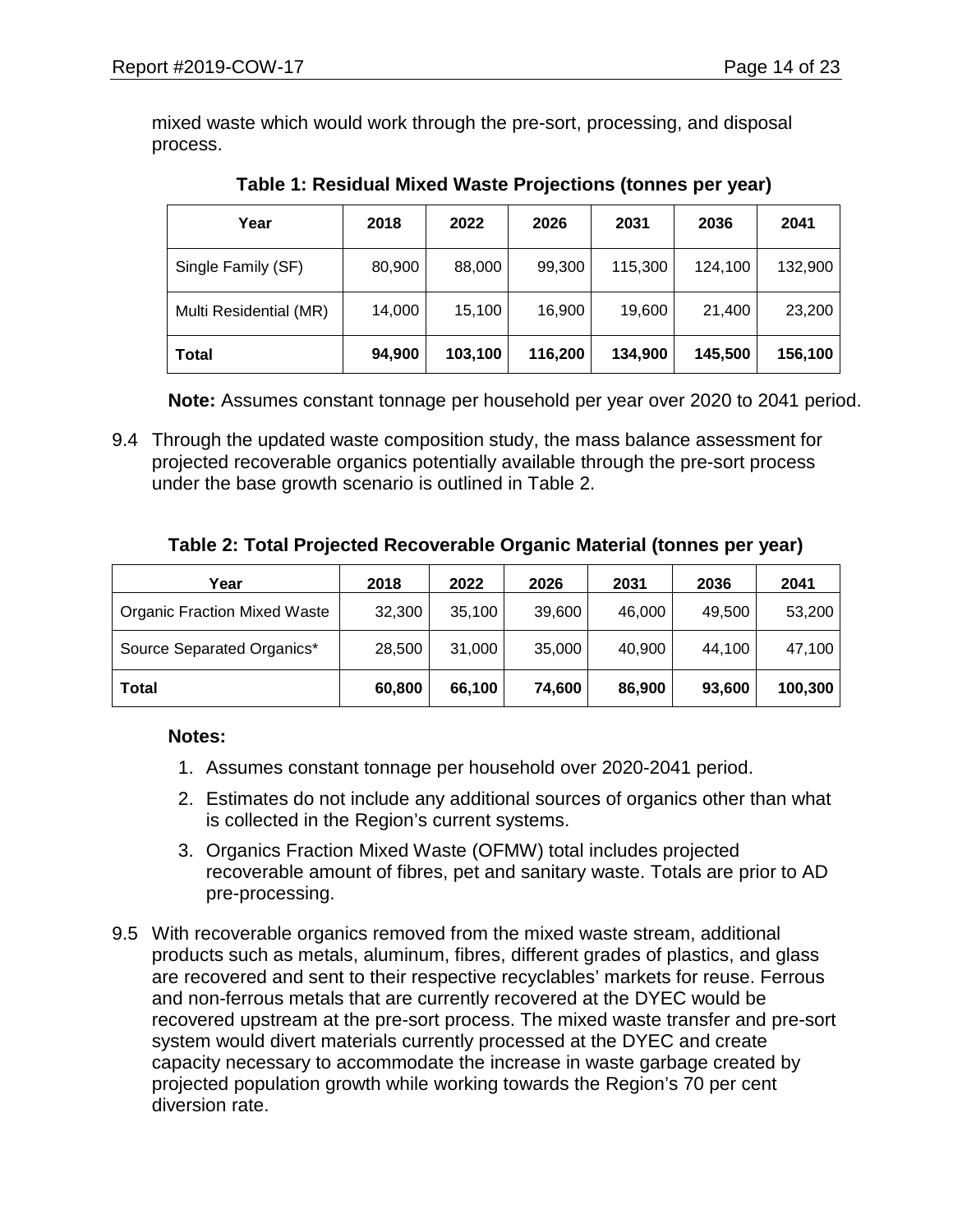mixed waste which would work through the pre-sort, processing, and disposal process.

**Table 1: Residual Mixed Waste Projections (tonnes per year)**

| Year | 2018 | 2022 | 2026 | 2031 | 2036 | 2041 |
|---|---|---|---|---|---|---|
| Single Family (SF) | 80,900 | 88,000 | 99,300 | 115,300 | 124,100 | 132,900 |
| Multi Residential (MR) | 14,000 | 15,100 | 16,900 | 19,600 | 21,400 | 23,200 |
| **Total** | **94,900** | **103,100** | **116,200** | **134,900** | **145,500** | **156,100** |

**Note:** Assumes constant tonnage per household per year over 2020 to 2041 period.

9.4 Through the updated waste composition study, the mass balance assessment for projected recoverable organics potentially available through the pre-sort process under the base growth scenario is outlined in Table 2.

**Table 2: Total Projected Recoverable Organic Material (tonnes per year)**

| Year | 2018 | 2022 | 2026 | 2031 | 2036 | 2041 |
|---|---|---|---|---|---|---|
| Organic Fraction Mixed Waste | 32,300 | 35,100 | 39,600 | 46,000 | 49,500 | 53,200 |
| Source Separated Organics* | 28,500 | 31,000 | 35,000 | 40,900 | 44,100 | 47,100 |
| **Total** | **60,800** | **66,100** | **74,600** | **86,900** | **93,600** | **100,300** |

**Notes:**

1. Assumes constant tonnage per household over 2020-2041 period.
2. Estimates do not include any additional sources of organics other than what is collected in the Region's current systems.
3. Organics Fraction Mixed Waste (OFMW) total includes projected recoverable amount of fibres, pet and sanitary waste. Totals are prior to AD pre-processing.

9.5 With recoverable organics removed from the mixed waste stream, additional products such as metals, aluminum, fibres, different grades of plastics, and glass are recovered and sent to their respective recyclables' markets for reuse. Ferrous and non-ferrous metals that are currently recovered at the DYEC would be recovered upstream at the pre-sort process. The mixed waste transfer and pre-sort system would divert materials currently processed at the DYEC and create capacity necessary to accommodate the increase in waste garbage created by projected population growth while working towards the Region's 70 per cent diversion rate.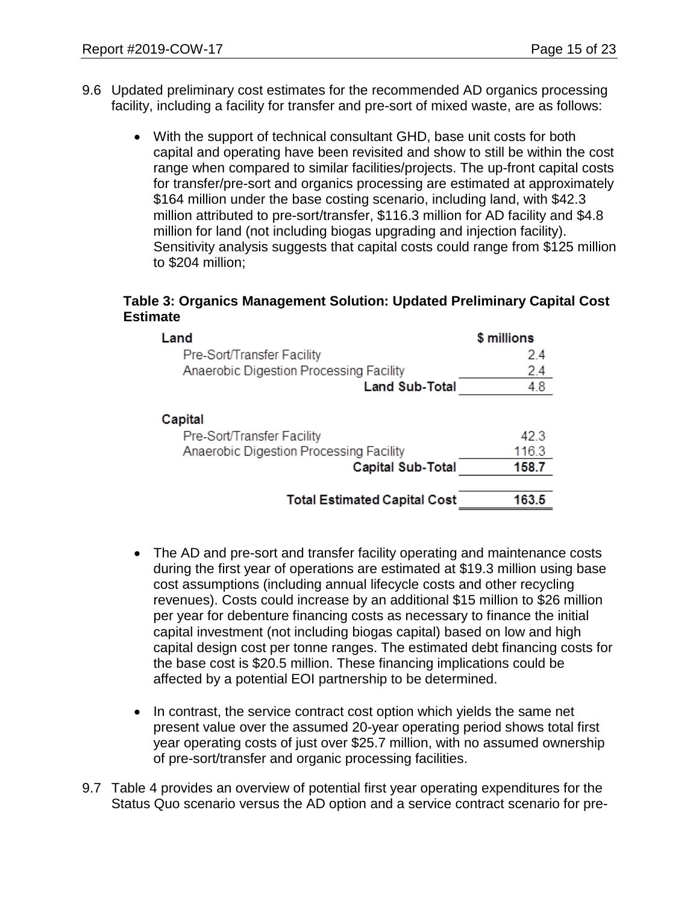9.6 Updated preliminary cost estimates for the recommended AD organics processing facility, including a facility for transfer and pre-sort of mixed waste, are as follows:

- With the support of technical consultant GHD, base unit costs for both capital and operating have been revisited and show to still be within the cost range when compared to similar facilities/projects. The up-front capital costs for transfer/pre-sort and organics processing are estimated at approximately $164 million under the base costing scenario, including land, with $42.3 million attributed to pre-sort/transfer, $116.3 million for AD facility and $4.8 million for land (not including biogas upgrading and injection facility). Sensitivity analysis suggests that capital costs could range from $125 million to $204 million;

**Table 3: Organics Management Solution: Updated Preliminary Capital Cost Estimate**

| | $ millions |
|---|---|
| **Land** | |
| Pre-Sort/Transfer Facility | 2.4 |
| Anaerobic Digestion Processing Facility | 2.4 |
| **Land Sub-Total** | 4.8 |
| **Capital** | |
| Pre-Sort/Transfer Facility | 42.3 |
| Anaerobic Digestion Processing Facility | 116.3 |
| **Capital Sub-Total** | **158.7** |
| **Total Estimated Capital Cost** | **163.5** |

- The AD and pre-sort and transfer facility operating and maintenance costs during the first year of operations are estimated at $19.3 million using base cost assumptions (including annual lifecycle costs and other recycling revenues). Costs could increase by an additional $15 million to $26 million per year for debenture financing costs as necessary to finance the initial capital investment (not including biogas capital) based on low and high capital design cost per tonne ranges. The estimated debt financing costs for the base cost is $20.5 million. These financing implications could be affected by a potential EOI partnership to be determined.

- In contrast, the service contract cost option which yields the same net present value over the assumed 20-year operating period shows total first year operating costs of just over $25.7 million, with no assumed ownership of pre-sort/transfer and organic processing facilities.

9.7 Table 4 provides an overview of potential first year operating expenditures for the Status Quo scenario versus the AD option and a service contract scenario for pre-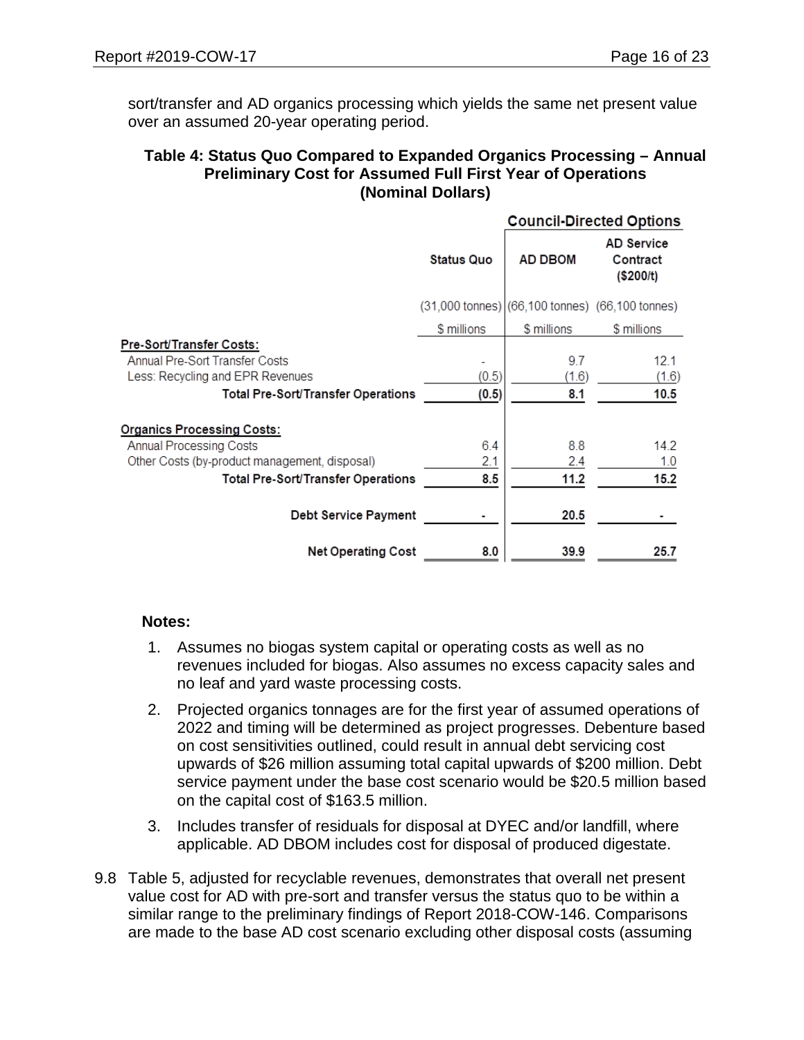sort/transfer and AD organics processing which yields the same net present value over an assumed 20-year operating period.

**Table 4: Status Quo Compared to Expanded Organics Processing – Annual Preliminary Cost for Assumed Full First Year of Operations (Nominal Dollars)**

| | Status Quo | Council-Directed Options | |
|---|---|---|---|
| | | AD DBOM | AD Service Contract ($200/t) |
| | (31,000 tonnes) | (66,100 tonnes) | (66,100 tonnes) |
| | $ millions | $ millions | $ millions |
| **Pre-Sort/Transfer Costs:** | | | |
| Annual Pre-Sort Transfer Costs | - | 9.7 | 12.1 |
| Less: Recycling and EPR Revenues | (0.5) | (1.6) | (1.6) |
| **Total Pre-Sort/Transfer Operations** | **(0.5)** | **8.1** | **10.5** |
| **Organics Processing Costs:** | | | |
| Annual Processing Costs | 6.4 | 8.8 | 14.2 |
| Other Costs (by-product management, disposal) | 2.1 | 2.4 | 1.0 |
| **Total Pre-Sort/Transfer Operations** | **8.5** | **11.2** | **15.2** |
| **Debt Service Payment** | **-** | **20.5** | **-** |
| **Net Operating Cost** | **8.0** | **39.9** | **25.7** |

**Notes:**

1. Assumes no biogas system capital or operating costs as well as no revenues included for biogas. Also assumes no excess capacity sales and no leaf and yard waste processing costs.
2. Projected organics tonnages are for the first year of assumed operations of 2022 and timing will be determined as project progresses. Debenture based on cost sensitivities outlined, could result in annual debt servicing cost upwards of $26 million assuming total capital upwards of $200 million. Debt service payment under the base cost scenario would be $20.5 million based on the capital cost of $163.5 million.
3. Includes transfer of residuals for disposal at DYEC and/or landfill, where applicable. AD DBOM includes cost for disposal of produced digestate.

9.8 Table 5, adjusted for recyclable revenues, demonstrates that overall net present value cost for AD with pre-sort and transfer versus the status quo to be within a similar range to the preliminary findings of Report 2018-COW-146. Comparisons are made to the base AD cost scenario excluding other disposal costs (assuming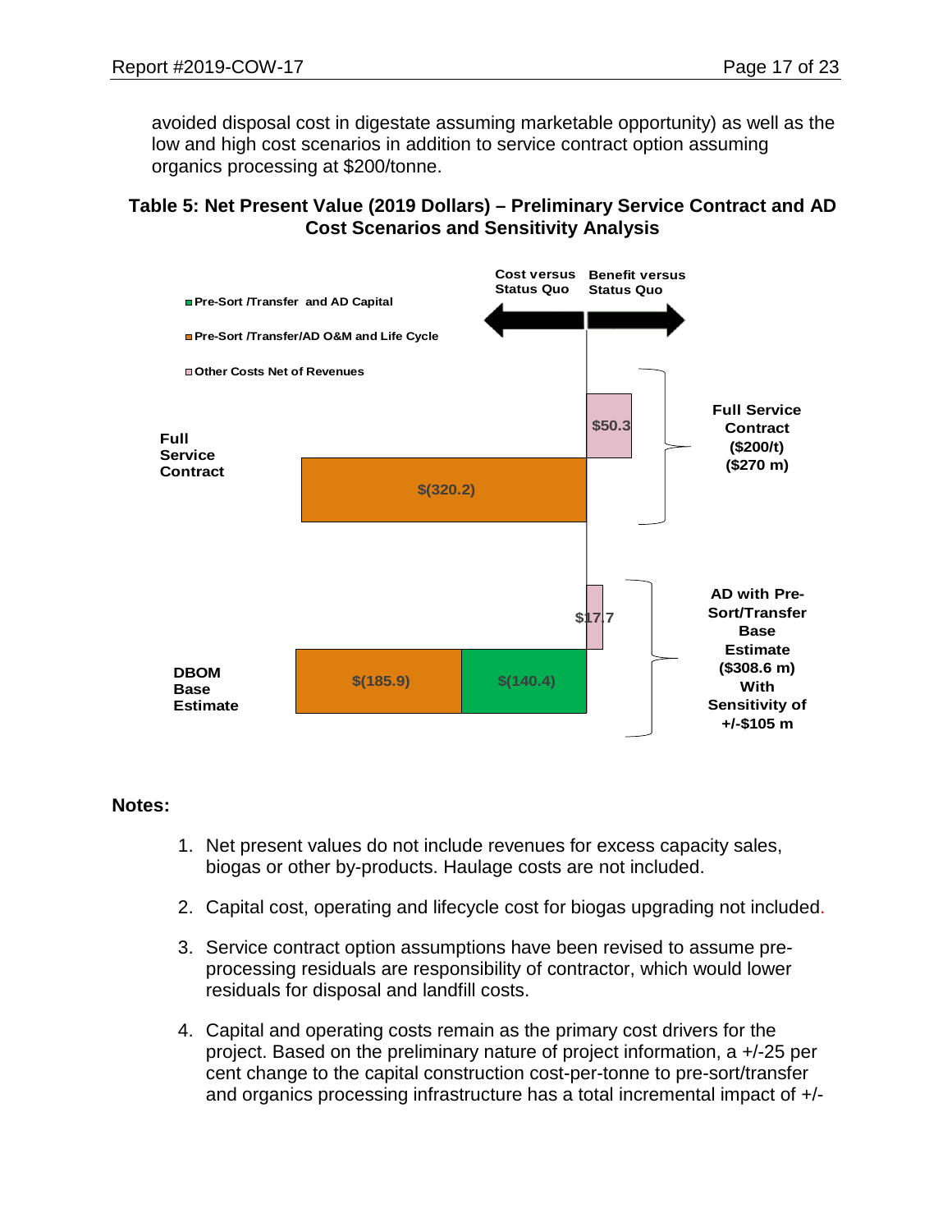avoided disposal cost in digestate assuming marketable opportunity) as well as the low and high cost scenarios in addition to service contract option assuming organics processing at $200/tonne.

**Table 5: Net Present Value (2019 Dollars) – Preliminary Service Contract and AD Cost Scenarios and Sensitivity Analysis**

Legend:
- Pre-Sort /Transfer and AD Capital
- Pre-Sort /Transfer/AD O&M and Life Cycle
- Other Costs Net of Revenues

Cost versus Status Quo ← | → Benefit versus Status Quo

| Scenario | Pre-Sort /Transfer and AD Capital | Pre-Sort /Transfer/AD O&M and Life Cycle | Other Costs Net of Revenues | Total |
|---|---|---|---|---|
| Full Service Contract | | $(320.2) | $50.3 | Full Service Contract ($200/t) ($270 m) |
| DBOM Base Estimate | $(140.4) | $(185.9) | $17.7 | AD with Pre-Sort/Transfer Base Estimate ($308.6 m) With Sensitivity of +/-$105 m |

**Notes:**

1. Net present values do not include revenues for excess capacity sales, biogas or other by-products. Haulage costs are not included.
2. Capital cost, operating and lifecycle cost for biogas upgrading not included.
3. Service contract option assumptions have been revised to assume pre-processing residuals are responsibility of contractor, which would lower residuals for disposal and landfill costs.
4. Capital and operating costs remain as the primary cost drivers for the project. Based on the preliminary nature of project information, a +/-25 per cent change to the capital construction cost-per-tonne to pre-sort/transfer and organics processing infrastructure has a total incremental impact of +/-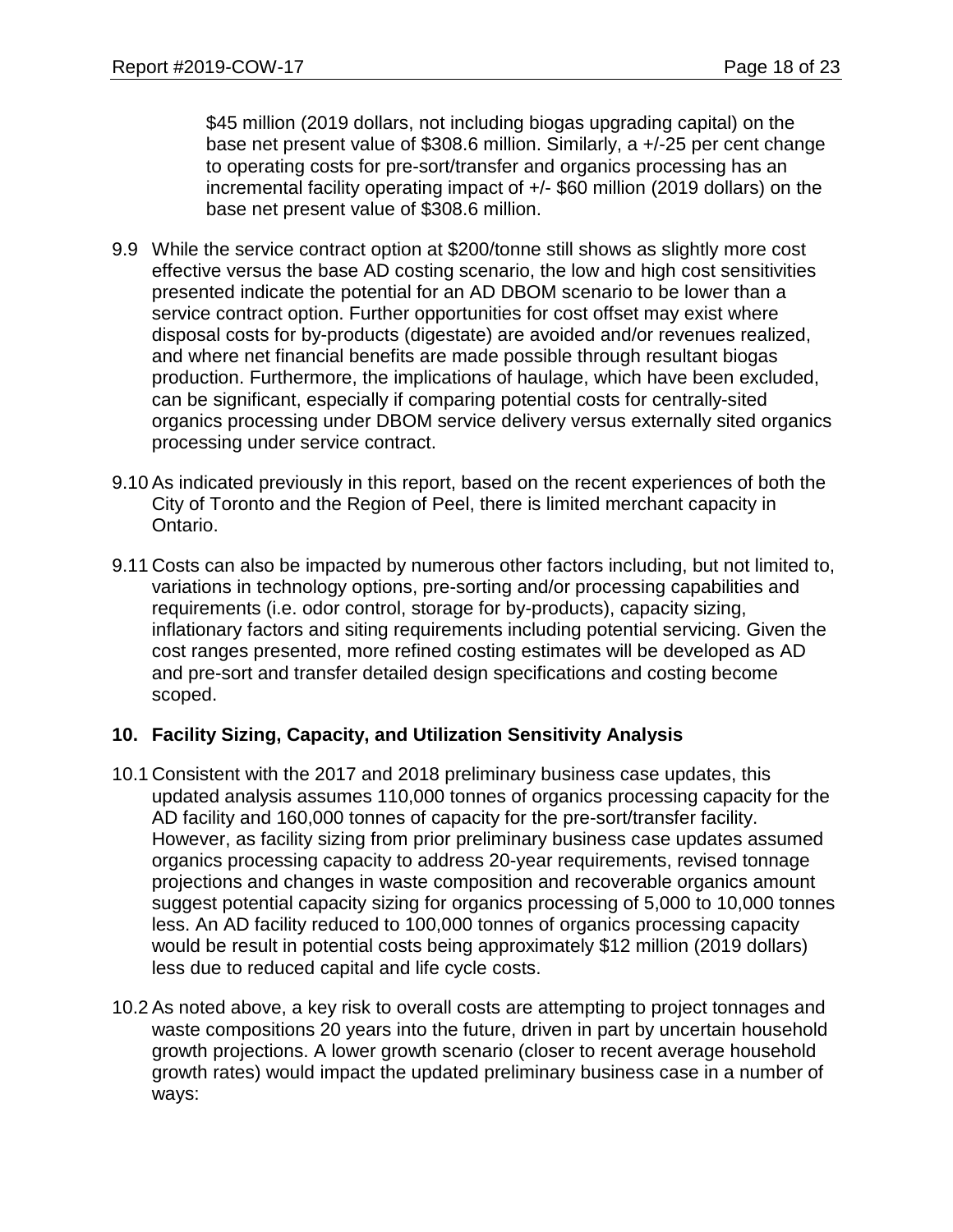$45 million (2019 dollars, not including biogas upgrading capital) on the base net present value of $308.6 million. Similarly, a +/-25 per cent change to operating costs for pre-sort/transfer and organics processing has an incremental facility operating impact of +/- $60 million (2019 dollars) on the base net present value of $308.6 million.

9.9 While the service contract option at $200/tonne still shows as slightly more cost effective versus the base AD costing scenario, the low and high cost sensitivities presented indicate the potential for an AD DBOM scenario to be lower than a service contract option. Further opportunities for cost offset may exist where disposal costs for by-products (digestate) are avoided and/or revenues realized, and where net financial benefits are made possible through resultant biogas production. Furthermore, the implications of haulage, which have been excluded, can be significant, especially if comparing potential costs for centrally-sited organics processing under DBOM service delivery versus externally sited organics processing under service contract.

9.10 As indicated previously in this report, based on the recent experiences of both the City of Toronto and the Region of Peel, there is limited merchant capacity in Ontario.

9.11 Costs can also be impacted by numerous other factors including, but not limited to, variations in technology options, pre-sorting and/or processing capabilities and requirements (i.e. odor control, storage for by-products), capacity sizing, inflationary factors and siting requirements including potential servicing. Given the cost ranges presented, more refined costing estimates will be developed as AD and pre-sort and transfer detailed design specifications and costing become scoped.

## 10. Facility Sizing, Capacity, and Utilization Sensitivity Analysis

10.1 Consistent with the 2017 and 2018 preliminary business case updates, this updated analysis assumes 110,000 tonnes of organics processing capacity for the AD facility and 160,000 tonnes of capacity for the pre-sort/transfer facility. However, as facility sizing from prior preliminary business case updates assumed organics processing capacity to address 20-year requirements, revised tonnage projections and changes in waste composition and recoverable organics amount suggest potential capacity sizing for organics processing of 5,000 to 10,000 tonnes less. An AD facility reduced to 100,000 tonnes of organics processing capacity would be result in potential costs being approximately $12 million (2019 dollars) less due to reduced capital and life cycle costs.

10.2 As noted above, a key risk to overall costs are attempting to project tonnages and waste compositions 20 years into the future, driven in part by uncertain household growth projections. A lower growth scenario (closer to recent average household growth rates) would impact the updated preliminary business case in a number of ways: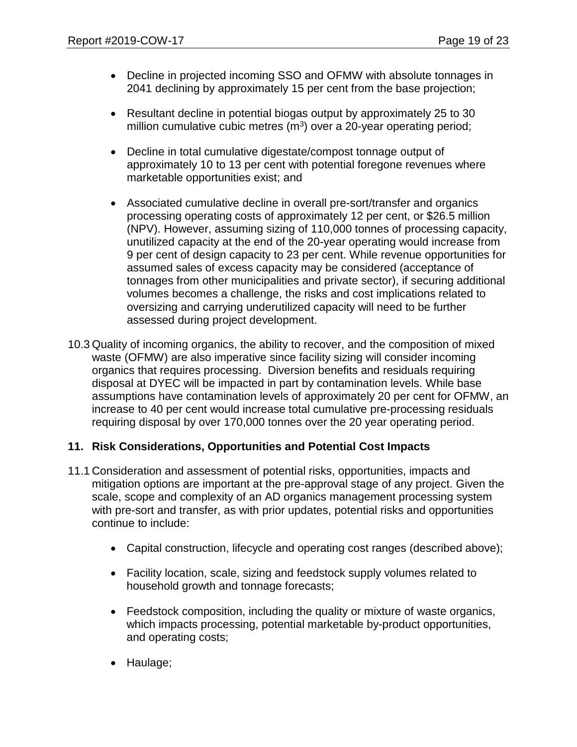- Decline in projected incoming SSO and OFMW with absolute tonnages in 2041 declining by approximately 15 per cent from the base projection;

- Resultant decline in potential biogas output by approximately 25 to 30 million cumulative cubic metres ($m^3$) over a 20-year operating period;

- Decline in total cumulative digestate/compost tonnage output of approximately 10 to 13 per cent with potential foregone revenues where marketable opportunities exist; and

- Associated cumulative decline in overall pre-sort/transfer and organics processing operating costs of approximately 12 per cent, or $26.5 million (NPV). However, assuming sizing of 110,000 tonnes of processing capacity, unutilized capacity at the end of the 20-year operating would increase from 9 per cent of design capacity to 23 per cent. While revenue opportunities for assumed sales of excess capacity may be considered (acceptance of tonnages from other municipalities and private sector), if securing additional volumes becomes a challenge, the risks and cost implications related to oversizing and carrying underutilized capacity will need to be further assessed during project development.

10.3 Quality of incoming organics, the ability to recover, and the composition of mixed waste (OFMW) are also imperative since facility sizing will consider incoming organics that requires processing. Diversion benefits and residuals requiring disposal at DYEC will be impacted in part by contamination levels. While base assumptions have contamination levels of approximately 20 per cent for OFMW, an increase to 40 per cent would increase total cumulative pre-processing residuals requiring disposal by over 170,000 tonnes over the 20 year operating period.

## 11. Risk Considerations, Opportunities and Potential Cost Impacts

11.1 Consideration and assessment of potential risks, opportunities, impacts and mitigation options are important at the pre-approval stage of any project. Given the scale, scope and complexity of an AD organics management processing system with pre-sort and transfer, as with prior updates, potential risks and opportunities continue to include:

- Capital construction, lifecycle and operating cost ranges (described above);

- Facility location, scale, sizing and feedstock supply volumes related to household growth and tonnage forecasts;

- Feedstock composition, including the quality or mixture of waste organics, which impacts processing, potential marketable by-product opportunities, and operating costs;

- Haulage;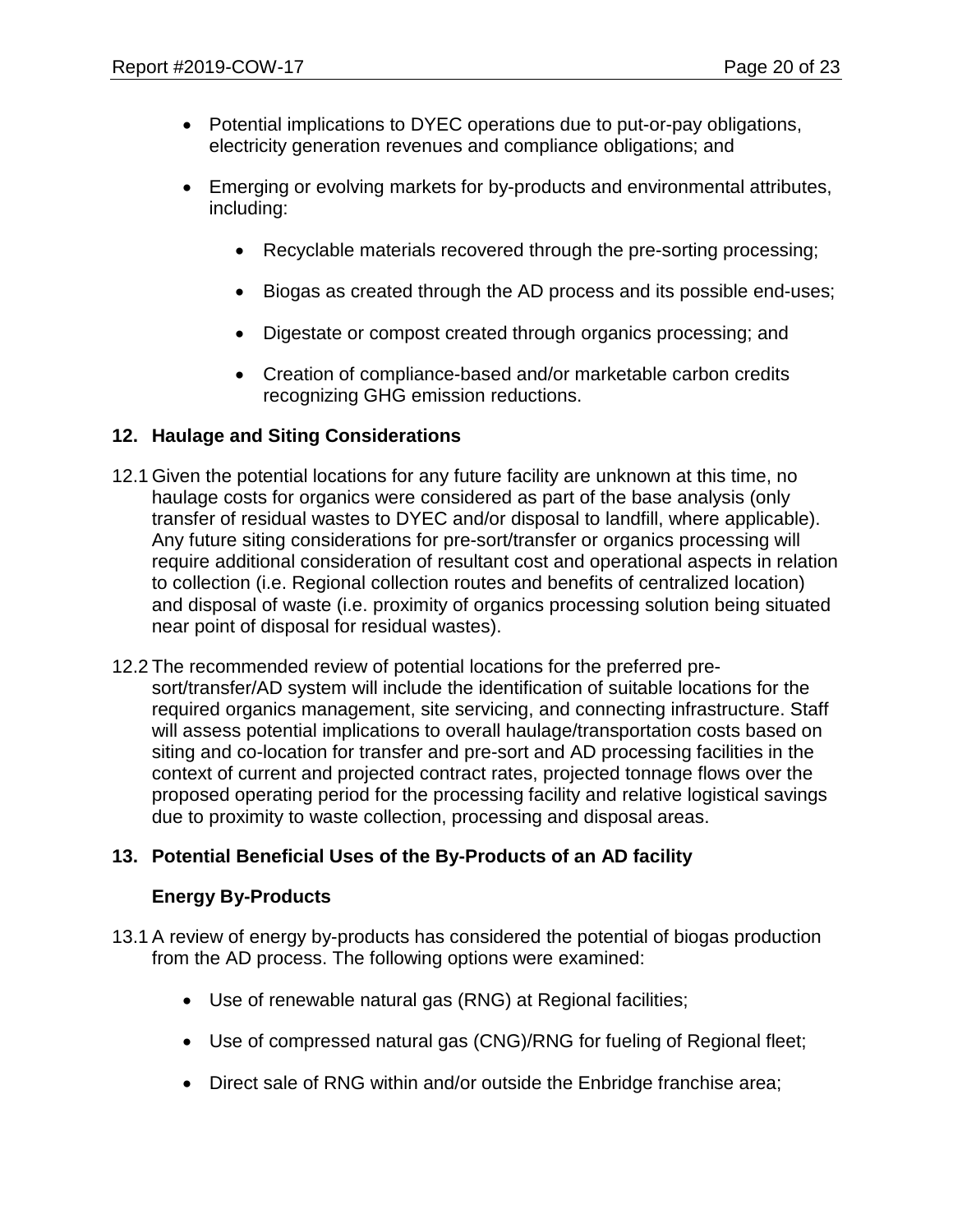- Potential implications to DYEC operations due to put-or-pay obligations, electricity generation revenues and compliance obligations; and

- Emerging or evolving markets for by-products and environmental attributes, including:

    - Recyclable materials recovered through the pre-sorting processing;

    - Biogas as created through the AD process and its possible end-uses;

    - Digestate or compost created through organics processing; and

    - Creation of compliance-based and/or marketable carbon credits recognizing GHG emission reductions.

## 12. Haulage and Siting Considerations

12.1 Given the potential locations for any future facility are unknown at this time, no haulage costs for organics were considered as part of the base analysis (only transfer of residual wastes to DYEC and/or disposal to landfill, where applicable). Any future siting considerations for pre-sort/transfer or organics processing will require additional consideration of resultant cost and operational aspects in relation to collection (i.e. Regional collection routes and benefits of centralized location) and disposal of waste (i.e. proximity of organics processing solution being situated near point of disposal for residual wastes).

12.2 The recommended review of potential locations for the preferred pre-sort/transfer/AD system will include the identification of suitable locations for the required organics management, site servicing, and connecting infrastructure. Staff will assess potential implications to overall haulage/transportation costs based on siting and co-location for transfer and pre-sort and AD processing facilities in the context of current and projected contract rates, projected tonnage flows over the proposed operating period for the processing facility and relative logistical savings due to proximity to waste collection, processing and disposal areas.

## 13. Potential Beneficial Uses of the By-Products of an AD facility

### Energy By-Products

13.1 A review of energy by-products has considered the potential of biogas production from the AD process. The following options were examined:

- Use of renewable natural gas (RNG) at Regional facilities;

- Use of compressed natural gas (CNG)/RNG for fueling of Regional fleet;

- Direct sale of RNG within and/or outside the Enbridge franchise area;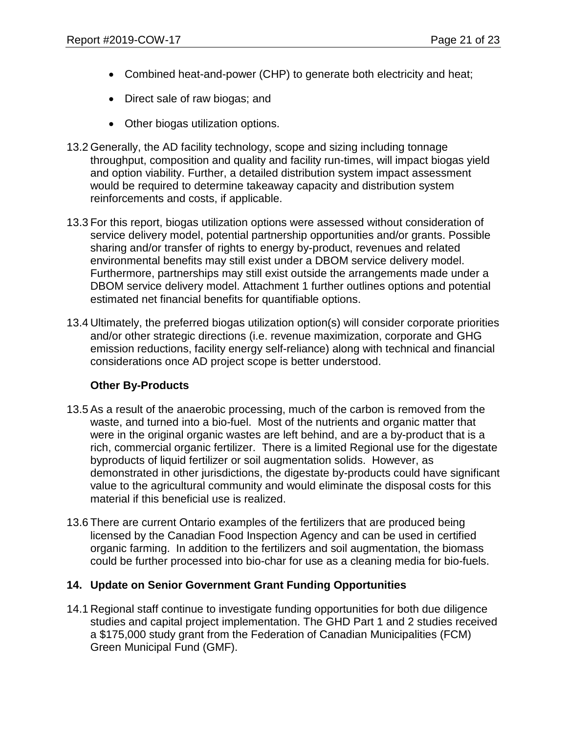- Combined heat-and-power (CHP) to generate both electricity and heat;
- Direct sale of raw biogas; and
- Other biogas utilization options.

13.2 Generally, the AD facility technology, scope and sizing including tonnage throughput, composition and quality and facility run-times, will impact biogas yield and option viability. Further, a detailed distribution system impact assessment would be required to determine takeaway capacity and distribution system reinforcements and costs, if applicable.

13.3 For this report, biogas utilization options were assessed without consideration of service delivery model, potential partnership opportunities and/or grants. Possible sharing and/or transfer of rights to energy by-product, revenues and related environmental benefits may still exist under a DBOM service delivery model. Furthermore, partnerships may still exist outside the arrangements made under a DBOM service delivery model. Attachment 1 further outlines options and potential estimated net financial benefits for quantifiable options.

13.4 Ultimately, the preferred biogas utilization option(s) will consider corporate priorities and/or other strategic directions (i.e. revenue maximization, corporate and GHG emission reductions, facility energy self-reliance) along with technical and financial considerations once AD project scope is better understood.

**Other By-Products**

13.5 As a result of the anaerobic processing, much of the carbon is removed from the waste, and turned into a bio-fuel. Most of the nutrients and organic matter that were in the original organic wastes are left behind, and are a by-product that is a rich, commercial organic fertilizer. There is a limited Regional use for the digestate byproducts of liquid fertilizer or soil augmentation solids. However, as demonstrated in other jurisdictions, the digestate by-products could have significant value to the agricultural community and would eliminate the disposal costs for this material if this beneficial use is realized.

13.6 There are current Ontario examples of the fertilizers that are produced being licensed by the Canadian Food Inspection Agency and can be used in certified organic farming. In addition to the fertilizers and soil augmentation, the biomass could be further processed into bio-char for use as a cleaning media for bio-fuels.

## 14. Update on Senior Government Grant Funding Opportunities

14.1 Regional staff continue to investigate funding opportunities for both due diligence studies and capital project implementation. The GHD Part 1 and 2 studies received a $175,000 study grant from the Federation of Canadian Municipalities (FCM) Green Municipal Fund (GMF).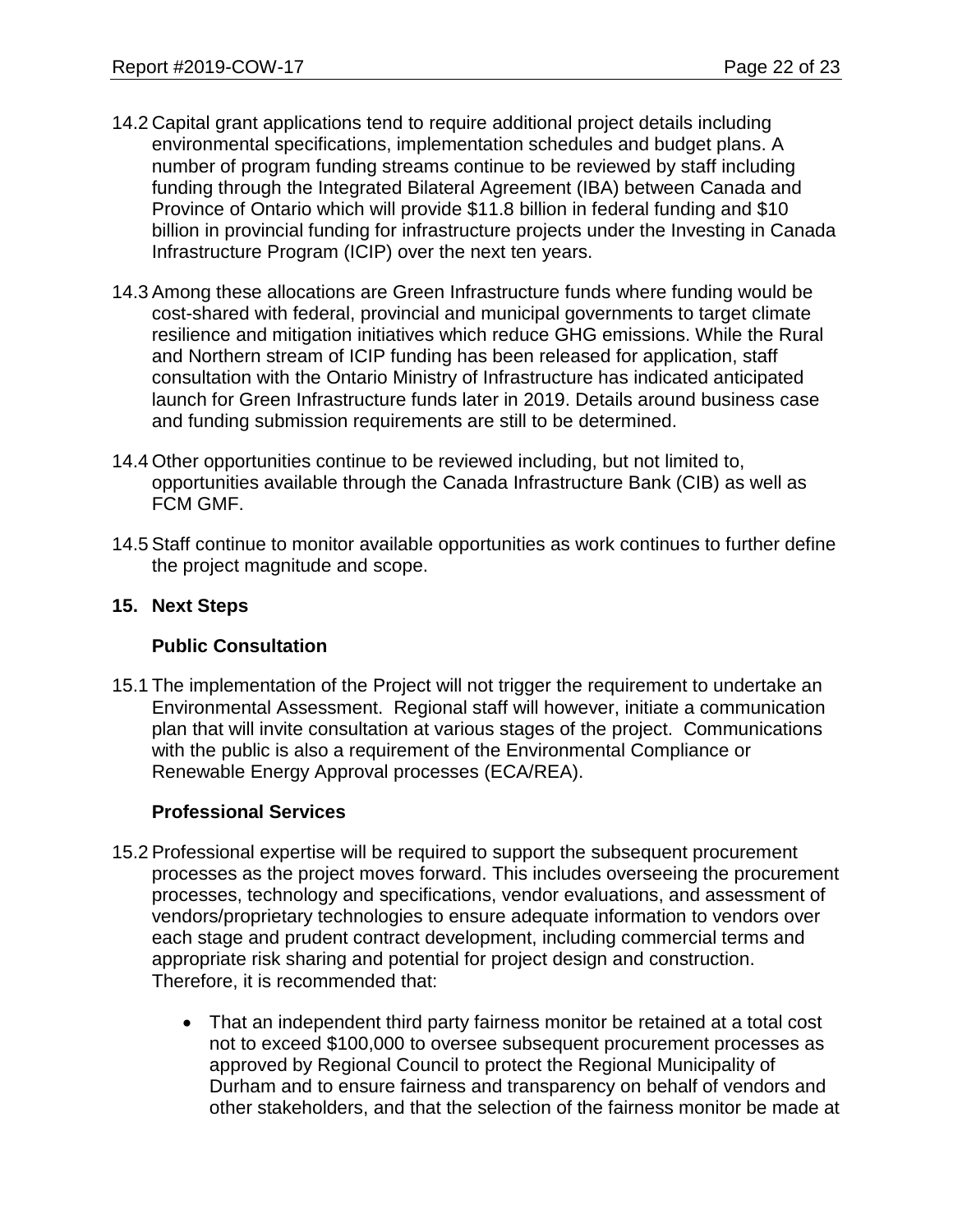14.2 Capital grant applications tend to require additional project details including environmental specifications, implementation schedules and budget plans. A number of program funding streams continue to be reviewed by staff including funding through the Integrated Bilateral Agreement (IBA) between Canada and Province of Ontario which will provide \$11.8 billion in federal funding and \$10 billion in provincial funding for infrastructure projects under the Investing in Canada Infrastructure Program (ICIP) over the next ten years.

14.3 Among these allocations are Green Infrastructure funds where funding would be cost-shared with federal, provincial and municipal governments to target climate resilience and mitigation initiatives which reduce GHG emissions. While the Rural and Northern stream of ICIP funding has been released for application, staff consultation with the Ontario Ministry of Infrastructure has indicated anticipated launch for Green Infrastructure funds later in 2019. Details around business case and funding submission requirements are still to be determined.

14.4 Other opportunities continue to be reviewed including, but not limited to, opportunities available through the Canada Infrastructure Bank (CIB) as well as FCM GMF.

14.5 Staff continue to monitor available opportunities as work continues to further define the project magnitude and scope.

## 15. Next Steps

### Public Consultation

15.1 The implementation of the Project will not trigger the requirement to undertake an Environmental Assessment. Regional staff will however, initiate a communication plan that will invite consultation at various stages of the project. Communications with the public is also a requirement of the Environmental Compliance or Renewable Energy Approval processes (ECA/REA).

### Professional Services

15.2 Professional expertise will be required to support the subsequent procurement processes as the project moves forward. This includes overseeing the procurement processes, technology and specifications, vendor evaluations, and assessment of vendors/proprietary technologies to ensure adequate information to vendors over each stage and prudent contract development, including commercial terms and appropriate risk sharing and potential for project design and construction. Therefore, it is recommended that:

- That an independent third party fairness monitor be retained at a total cost not to exceed \$100,000 to oversee subsequent procurement processes as approved by Regional Council to protect the Regional Municipality of Durham and to ensure fairness and transparency on behalf of vendors and other stakeholders, and that the selection of the fairness monitor be made at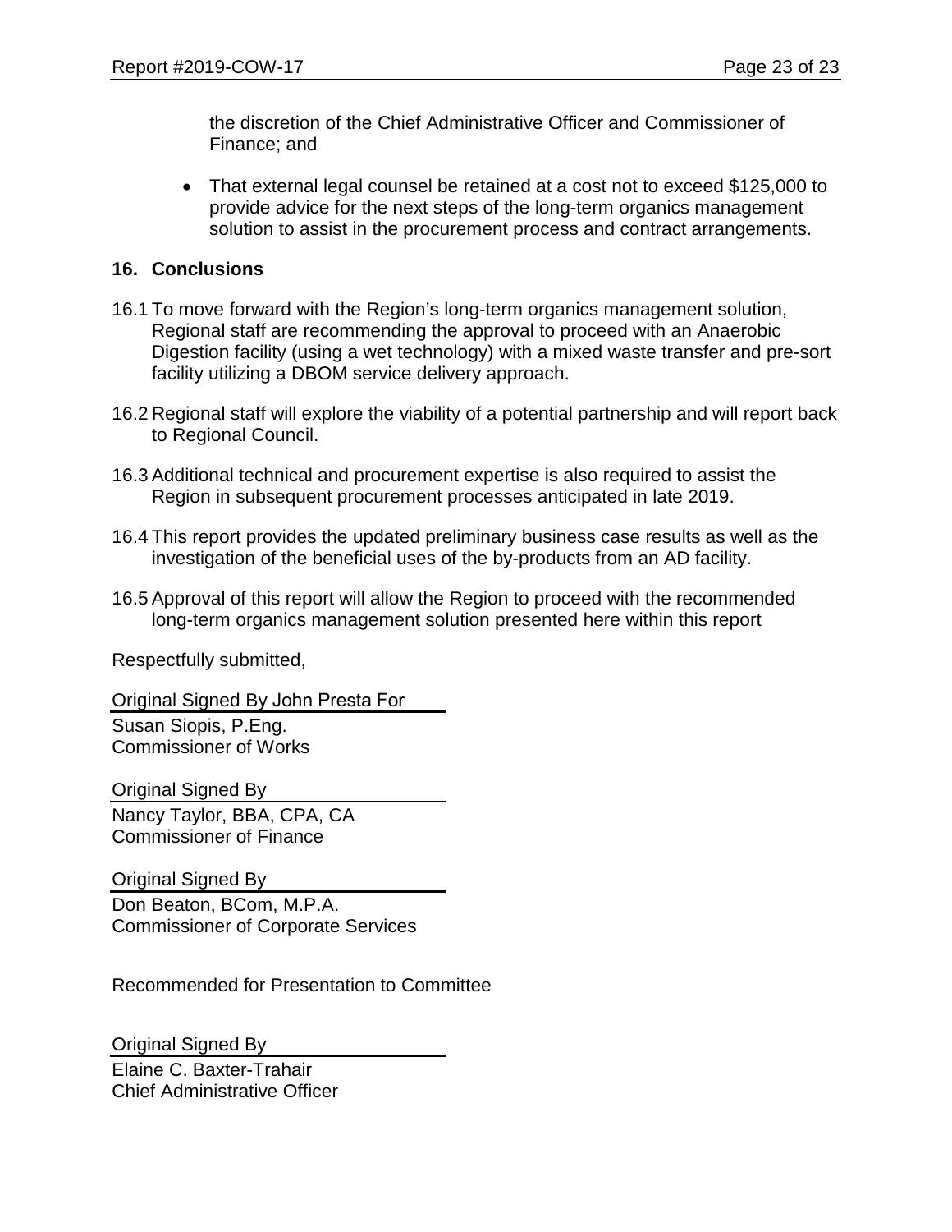the discretion of the Chief Administrative Officer and Commissioner of Finance; and

- That external legal counsel be retained at a cost not to exceed $125,000 to provide advice for the next steps of the long-term organics management solution to assist in the procurement process and contract arrangements.

## 16. Conclusions

16.1 To move forward with the Region's long-term organics management solution, Regional staff are recommending the approval to proceed with an Anaerobic Digestion facility (using a wet technology) with a mixed waste transfer and pre-sort facility utilizing a DBOM service delivery approach.

16.2 Regional staff will explore the viability of a potential partnership and will report back to Regional Council.

16.3 Additional technical and procurement expertise is also required to assist the Region in subsequent procurement processes anticipated in late 2019.

16.4 This report provides the updated preliminary business case results as well as the investigation of the beneficial uses of the by-products from an AD facility.

16.5 Approval of this report will allow the Region to proceed with the recommended long-term organics management solution presented here within this report

Respectfully submitted,

Original Signed By John Presta For

Susan Siopis, P.Eng.
Commissioner of Works

Original Signed By

Nancy Taylor, BBA, CPA, CA
Commissioner of Finance

Original Signed By

Don Beaton, BCom, M.P.A.
Commissioner of Corporate Services

Recommended for Presentation to Committee

Original Signed By

Elaine C. Baxter-Trahair
Chief Administrative Officer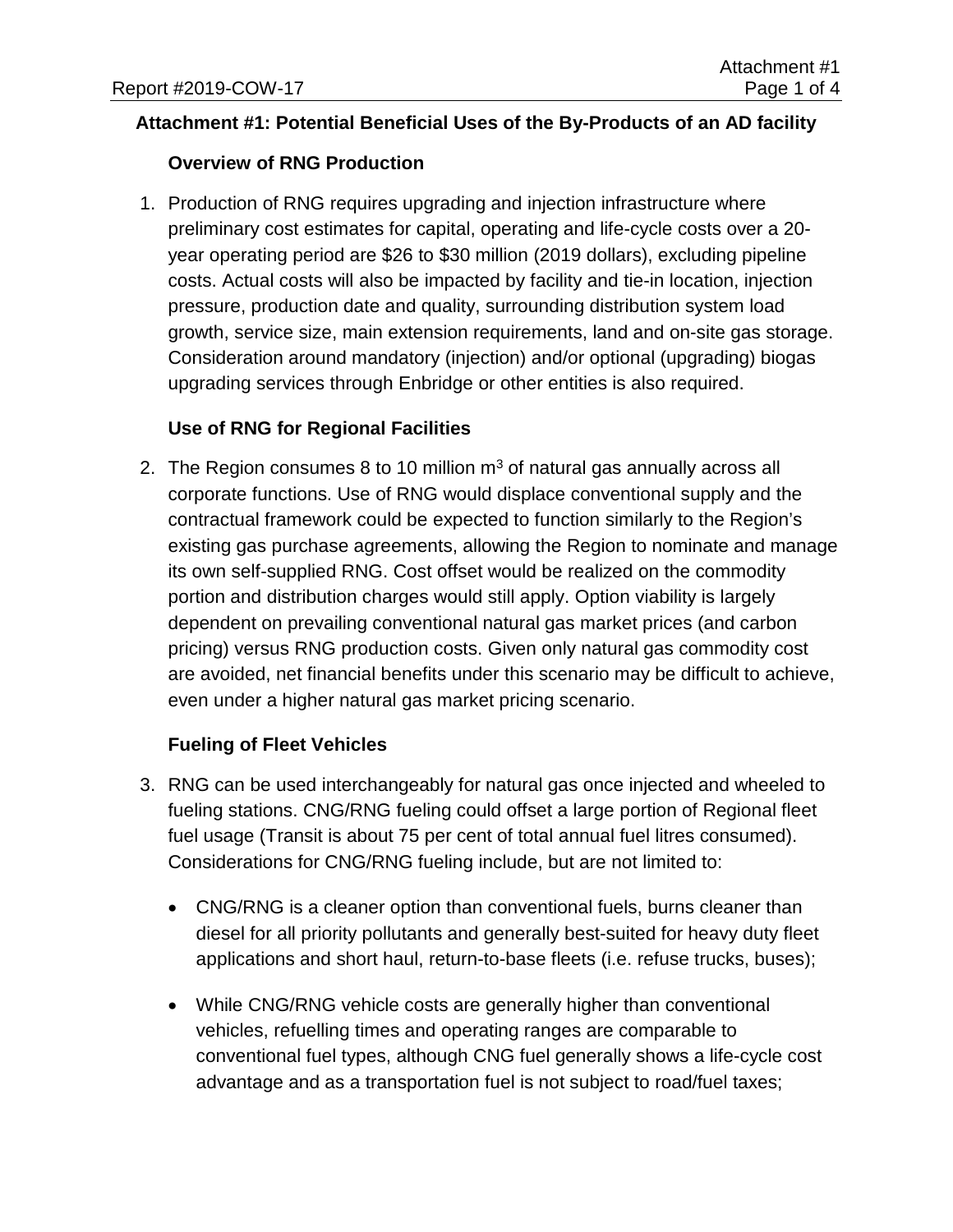**Attachment #1: Potential Beneficial Uses of the By-Products of an AD facility**

**Overview of RNG Production**

1. Production of RNG requires upgrading and injection infrastructure where preliminary cost estimates for capital, operating and life-cycle costs over a 20-year operating period are $26 to $30 million (2019 dollars), excluding pipeline costs. Actual costs will also be impacted by facility and tie-in location, injection pressure, production date and quality, surrounding distribution system load growth, service size, main extension requirements, land and on-site gas storage. Consideration around mandatory (injection) and/or optional (upgrading) biogas upgrading services through Enbridge or other entities is also required.

**Use of RNG for Regional Facilities**

2. The Region consumes 8 to 10 million $m^3$ of natural gas annually across all corporate functions. Use of RNG would displace conventional supply and the contractual framework could be expected to function similarly to the Region's existing gas purchase agreements, allowing the Region to nominate and manage its own self-supplied RNG. Cost offset would be realized on the commodity portion and distribution charges would still apply. Option viability is largely dependent on prevailing conventional natural gas market prices (and carbon pricing) versus RNG production costs. Given only natural gas commodity cost are avoided, net financial benefits under this scenario may be difficult to achieve, even under a higher natural gas market pricing scenario.

**Fueling of Fleet Vehicles**

3. RNG can be used interchangeably for natural gas once injected and wheeled to fueling stations. CNG/RNG fueling could offset a large portion of Regional fleet fuel usage (Transit is about 75 per cent of total annual fuel litres consumed). Considerations for CNG/RNG fueling include, but are not limited to:

   - CNG/RNG is a cleaner option than conventional fuels, burns cleaner than diesel for all priority pollutants and generally best-suited for heavy duty fleet applications and short haul, return-to-base fleets (i.e. refuse trucks, buses);

   - While CNG/RNG vehicle costs are generally higher than conventional vehicles, refuelling times and operating ranges are comparable to conventional fuel types, although CNG fuel generally shows a life-cycle cost advantage and as a transportation fuel is not subject to road/fuel taxes;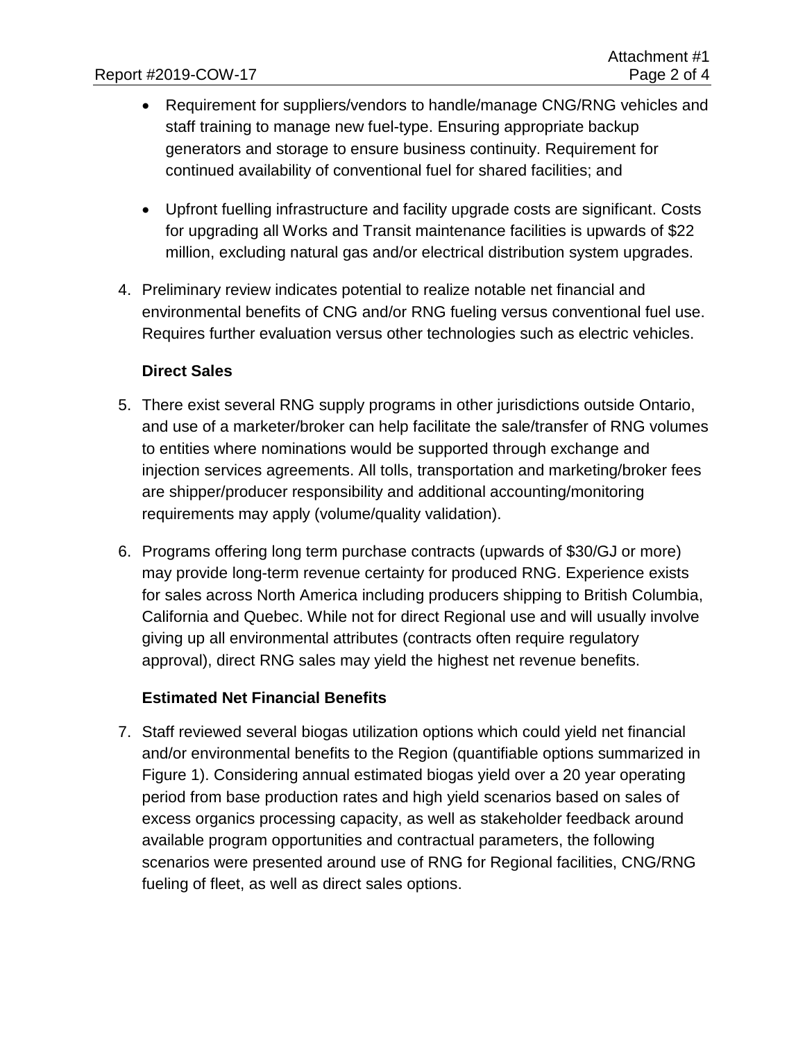- Requirement for suppliers/vendors to handle/manage CNG/RNG vehicles and staff training to manage new fuel-type. Ensuring appropriate backup generators and storage to ensure business continuity. Requirement for continued availability of conventional fuel for shared facilities; and

- Upfront fuelling infrastructure and facility upgrade costs are significant. Costs for upgrading all Works and Transit maintenance facilities is upwards of $22 million, excluding natural gas and/or electrical distribution system upgrades.

4. Preliminary review indicates potential to realize notable net financial and environmental benefits of CNG and/or RNG fueling versus conventional fuel use. Requires further evaluation versus other technologies such as electric vehicles.

**Direct Sales**

5. There exist several RNG supply programs in other jurisdictions outside Ontario, and use of a marketer/broker can help facilitate the sale/transfer of RNG volumes to entities where nominations would be supported through exchange and injection services agreements. All tolls, transportation and marketing/broker fees are shipper/producer responsibility and additional accounting/monitoring requirements may apply (volume/quality validation).

6. Programs offering long term purchase contracts (upwards of $30/GJ or more) may provide long-term revenue certainty for produced RNG. Experience exists for sales across North America including producers shipping to British Columbia, California and Quebec. While not for direct Regional use and will usually involve giving up all environmental attributes (contracts often require regulatory approval), direct RNG sales may yield the highest net revenue benefits.

**Estimated Net Financial Benefits**

7. Staff reviewed several biogas utilization options which could yield net financial and/or environmental benefits to the Region (quantifiable options summarized in Figure 1). Considering annual estimated biogas yield over a 20 year operating period from base production rates and high yield scenarios based on sales of excess organics processing capacity, as well as stakeholder feedback around available program opportunities and contractual parameters, the following scenarios were presented around use of RNG for Regional facilities, CNG/RNG fueling of fleet, as well as direct sales options.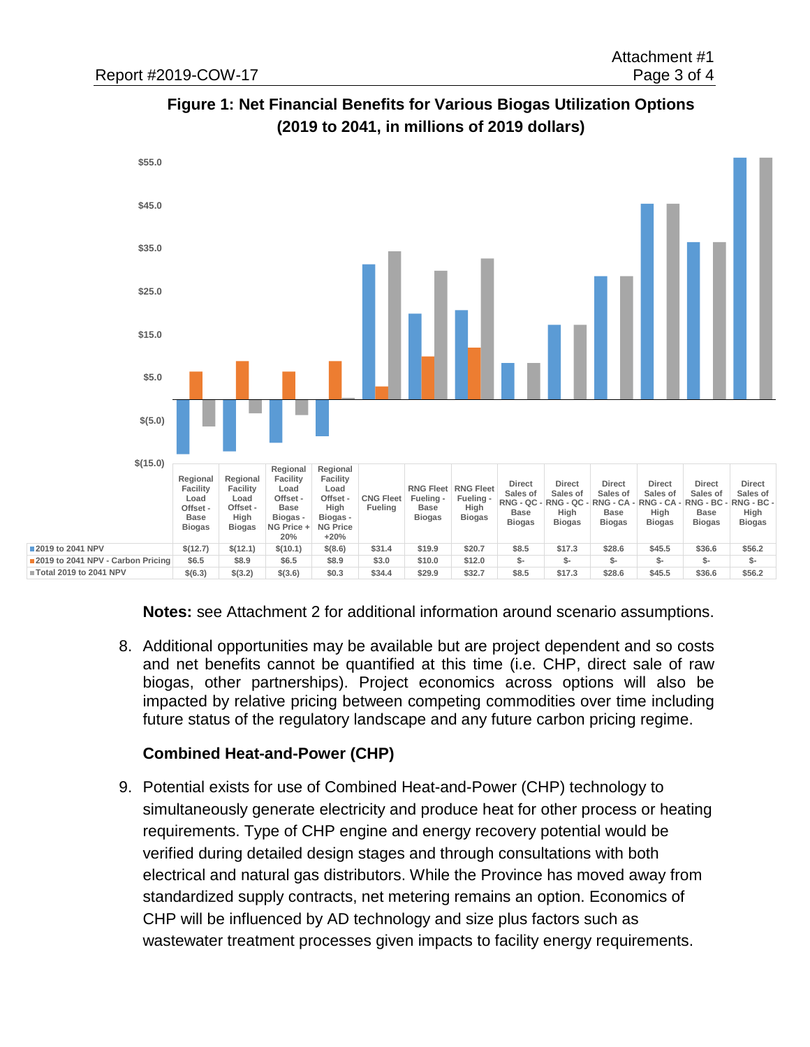**Figure 1: Net Financial Benefits for Various Biogas Utilization Options (2019 to 2041, in millions of 2019 dollars)**

| | Regional Facility Load Offset - Base Biogas | Regional Facility Load Offset - High Biogas | Regional Facility Load Offset - Base Biogas - NG Price + 20% | Regional Facility Load Offset - High Biogas - NG Price +20% | CNG Fleet Fueling | RNG Fleet Fueling - Base Biogas | RNG Fleet Fueling - High Biogas | Direct Sales of RNG - QC - Base Biogas | Direct Sales of RNG - QC - High Biogas | Direct Sales of RNG - CA - Base Biogas | Direct Sales of RNG - CA - High Biogas | Direct Sales of RNG - BC - Base Biogas | Direct Sales of RNG - BC - High Biogas |
|---|---|---|---|---|---|---|---|---|---|---|---|---|---|
| 2019 to 2041 NPV | $(12.7) | $(12.1) | $(10.1) | $(8.6) | $31.4 | $19.9 | $20.7 | $8.5 | $17.3 | $28.6 | $45.5 | $36.6 | $56.2 |
| 2019 to 2041 NPV - Carbon Pricing | $6.5 | $8.9 | $6.5 | $8.9 | $3.0 | $10.0 | $12.0 | $- | $- | $- | $- | $- | $- |
| Total 2019 to 2041 NPV | $(6.3) | $(3.2) | $(3.6) | $0.3 | $34.4 | $29.9 | $32.7 | $8.5 | $17.3 | $28.6 | $45.5 | $36.6 | $56.2 |

**Notes:** see Attachment 2 for additional information around scenario assumptions.

8. Additional opportunities may be available but are project dependent and so costs and net benefits cannot be quantified at this time (i.e. CHP, direct sale of raw biogas, other partnerships). Project economics across options will also be impacted by relative pricing between competing commodities over time including future status of the regulatory landscape and any future carbon pricing regime.

**Combined Heat-and-Power (CHP)**

9. Potential exists for use of Combined Heat-and-Power (CHP) technology to simultaneously generate electricity and produce heat for other process or heating requirements. Type of CHP engine and energy recovery potential would be verified during detailed design stages and through consultations with both electrical and natural gas distributors. While the Province has moved away from standardized supply contracts, net metering remains an option. Economics of CHP will be influenced by AD technology and size plus factors such as wastewater treatment processes given impacts to facility energy requirements.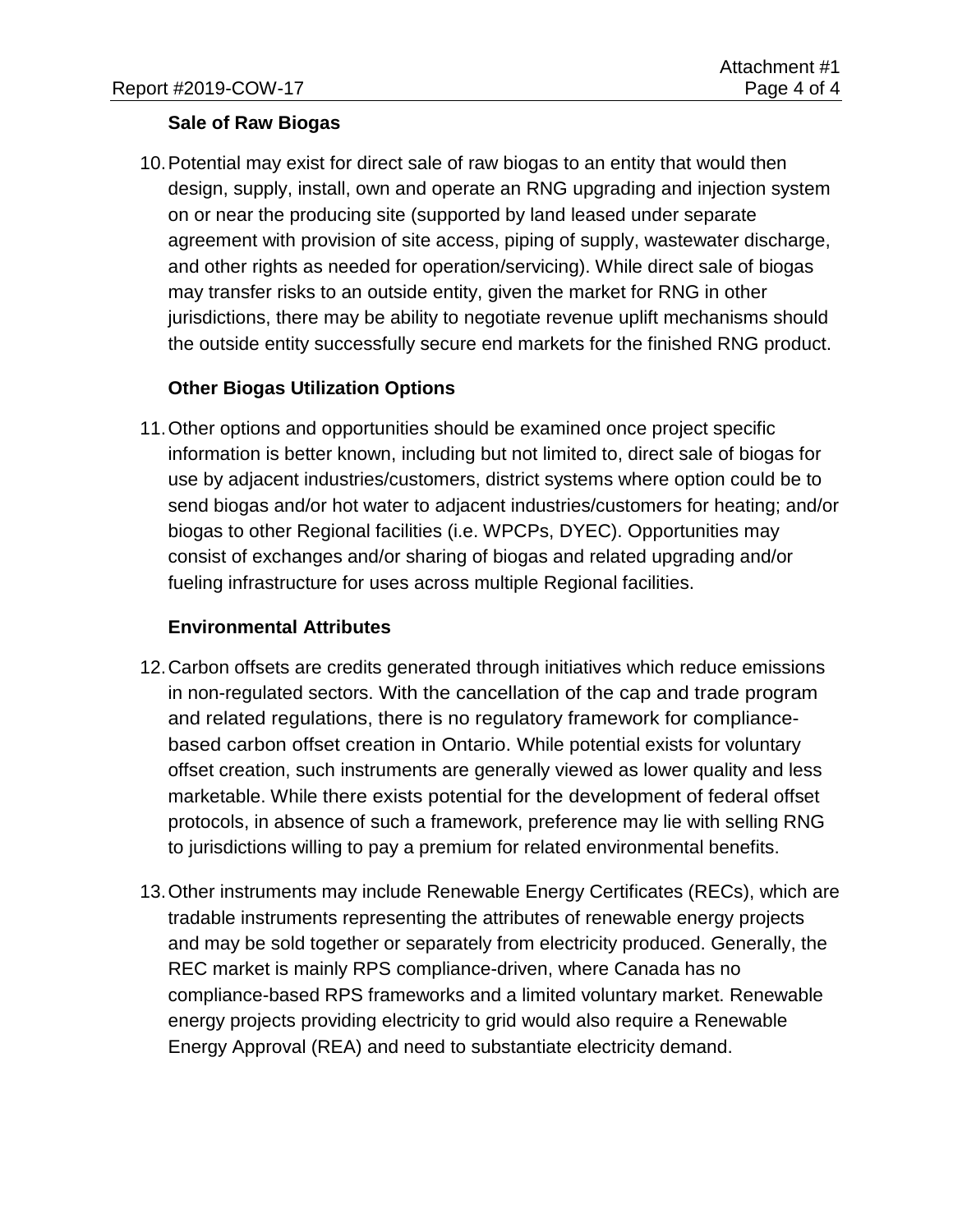### Sale of Raw Biogas

10. Potential may exist for direct sale of raw biogas to an entity that would then design, supply, install, own and operate an RNG upgrading and injection system on or near the producing site (supported by land leased under separate agreement with provision of site access, piping of supply, wastewater discharge, and other rights as needed for operation/servicing). While direct sale of biogas may transfer risks to an outside entity, given the market for RNG in other jurisdictions, there may be ability to negotiate revenue uplift mechanisms should the outside entity successfully secure end markets for the finished RNG product.

### Other Biogas Utilization Options

11. Other options and opportunities should be examined once project specific information is better known, including but not limited to, direct sale of biogas for use by adjacent industries/customers, district systems where option could be to send biogas and/or hot water to adjacent industries/customers for heating; and/or biogas to other Regional facilities (i.e. WPCPs, DYEC). Opportunities may consist of exchanges and/or sharing of biogas and related upgrading and/or fueling infrastructure for uses across multiple Regional facilities.

### Environmental Attributes

12. Carbon offsets are credits generated through initiatives which reduce emissions in non-regulated sectors. With the cancellation of the cap and trade program and related regulations, there is no regulatory framework for compliance-based carbon offset creation in Ontario. While potential exists for voluntary offset creation, such instruments are generally viewed as lower quality and less marketable. While there exists potential for the development of federal offset protocols, in absence of such a framework, preference may lie with selling RNG to jurisdictions willing to pay a premium for related environmental benefits.

13. Other instruments may include Renewable Energy Certificates (RECs), which are tradable instruments representing the attributes of renewable energy projects and may be sold together or separately from electricity produced. Generally, the REC market is mainly RPS compliance-driven, where Canada has no compliance-based RPS frameworks and a limited voluntary market. Renewable energy projects providing electricity to grid would also require a Renewable Energy Approval (REA) and need to substantiate electricity demand.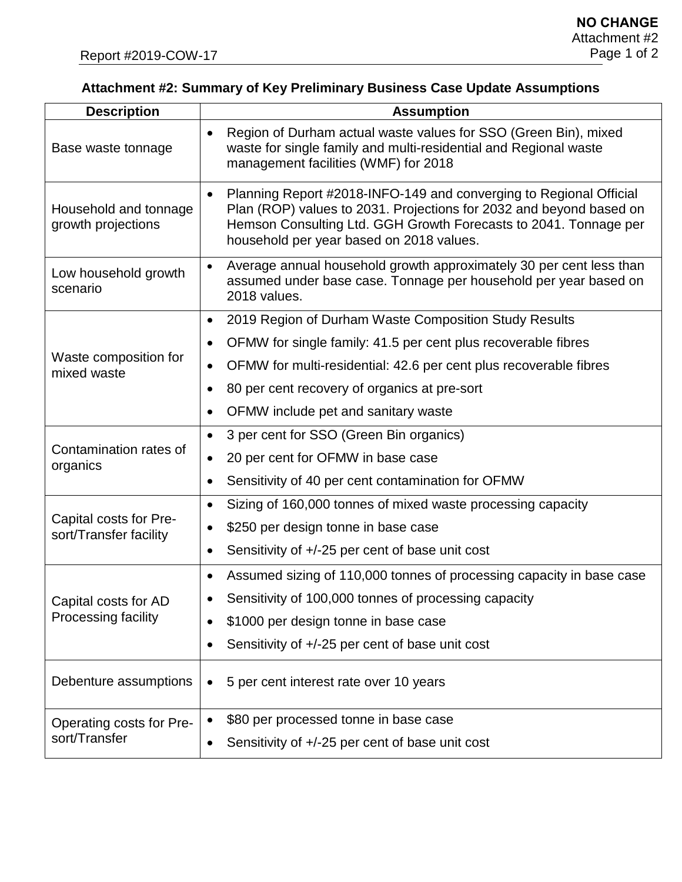**NO CHANGE**

### Attachment #2: Summary of Key Preliminary Business Case Update Assumptions

| Description | Assumption |
|---|---|
| Base waste tonnage | • Region of Durham actual waste values for SSO (Green Bin), mixed waste for single family and multi-residential and Regional waste management facilities (WMF) for 2018 |
| Household and tonnage growth projections | • Planning Report #2018-INFO-149 and converging to Regional Official Plan (ROP) values to 2031. Projections for 2032 and beyond based on Hemson Consulting Ltd. GGH Growth Forecasts to 2041. Tonnage per household per year based on 2018 values. |
| Low household growth scenario | • Average annual household growth approximately 30 per cent less than assumed under base case. Tonnage per household per year based on 2018 values. |
| Waste composition for mixed waste | • 2019 Region of Durham Waste Composition Study Results<br>• OFMW for single family: 41.5 per cent plus recoverable fibres<br>• OFMW for multi-residential: 42.6 per cent plus recoverable fibres<br>• 80 per cent recovery of organics at pre-sort<br>• OFMW include pet and sanitary waste |
| Contamination rates of organics | • 3 per cent for SSO (Green Bin organics)<br>• 20 per cent for OFMW in base case<br>• Sensitivity of 40 per cent contamination for OFMW |
| Capital costs for Pre-sort/Transfer facility | • Sizing of 160,000 tonnes of mixed waste processing capacity<br>• $250 per design tonne in base case<br>• Sensitivity of +/-25 per cent of base unit cost |
| Capital costs for AD Processing facility | • Assumed sizing of 110,000 tonnes of processing capacity in base case<br>• Sensitivity of 100,000 tonnes of processing capacity<br>• $1000 per design tonne in base case<br>• Sensitivity of +/-25 per cent of base unit cost |
| Debenture assumptions | • 5 per cent interest rate over 10 years |
| Operating costs for Pre-sort/Transfer | • $80 per processed tonne in base case<br>• Sensitivity of +/-25 per cent of base unit cost |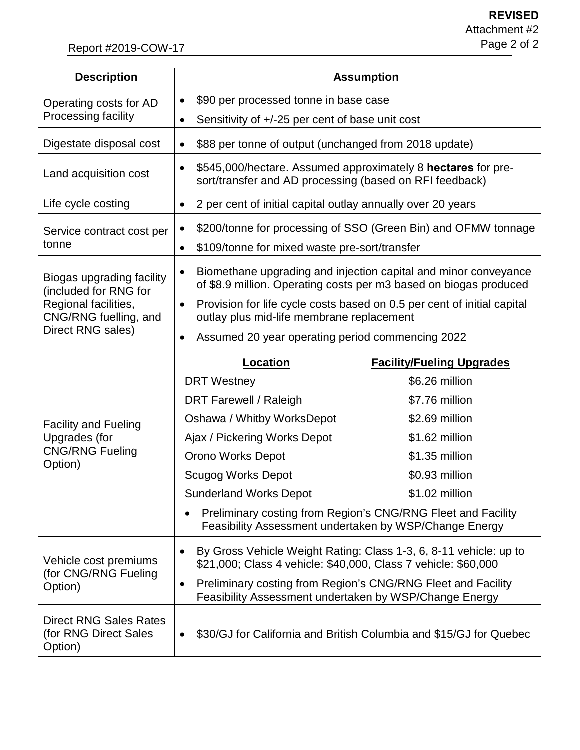**REVISED**
Attachment #2

| Description | Assumption |
|---|---|
| Operating costs for AD Processing facility | • $90 per processed tonne in base case<br>• Sensitivity of +/-25 per cent of base unit cost |
| Digestate disposal cost | • $88 per tonne of output (unchanged from 2018 update) |
| Land acquisition cost | • $545,000/hectare. Assumed approximately 8 **hectares** for pre-sort/transfer and AD processing (based on RFI feedback) |
| Life cycle costing | • 2 per cent of initial capital outlay annually over 20 years |
| Service contract cost per tonne | • $200/tonne for processing of SSO (Green Bin) and OFMW tonnage<br>• $109/tonne for mixed waste pre-sort/transfer |
| Biogas upgrading facility (included for RNG for Regional facilities, CNG/RNG fuelling, and Direct RNG sales) | • Biomethane upgrading and injection capital and minor conveyance of $8.9 million. Operating costs per m3 based on biogas produced<br>• Provision for life cycle costs based on 0.5 per cent of initial capital outlay plus mid-life membrane replacement<br>• Assumed 20 year operating period commencing 2022 |
| Facility and Fueling Upgrades (for CNG/RNG Fueling Option) | **Location** — **Facility/Fueling Upgrades**<br>DRT Westney — $6.26 million<br>DRT Farewell / Raleigh — $7.76 million<br>Oshawa / Whitby WorksDepot — $2.69 million<br>Ajax / Pickering Works Depot — $1.62 million<br>Orono Works Depot — $1.35 million<br>Scugog Works Depot — $0.93 million<br>Sunderland Works Depot — $1.02 million<br>• Preliminary costing from Region's CNG/RNG Fleet and Facility Feasibility Assessment undertaken by WSP/Change Energy |
| Vehicle cost premiums (for CNG/RNG Fueling Option) | • By Gross Vehicle Weight Rating: Class 1-3, 6, 8-11 vehicle: up to $21,000; Class 4 vehicle: $40,000, Class 7 vehicle: $60,000<br>• Preliminary costing from Region's CNG/RNG Fleet and Facility Feasibility Assessment undertaken by WSP/Change Energy |
| Direct RNG Sales Rates (for RNG Direct Sales Option) | • $30/GJ for California and British Columbia and $15/GJ for Quebec |